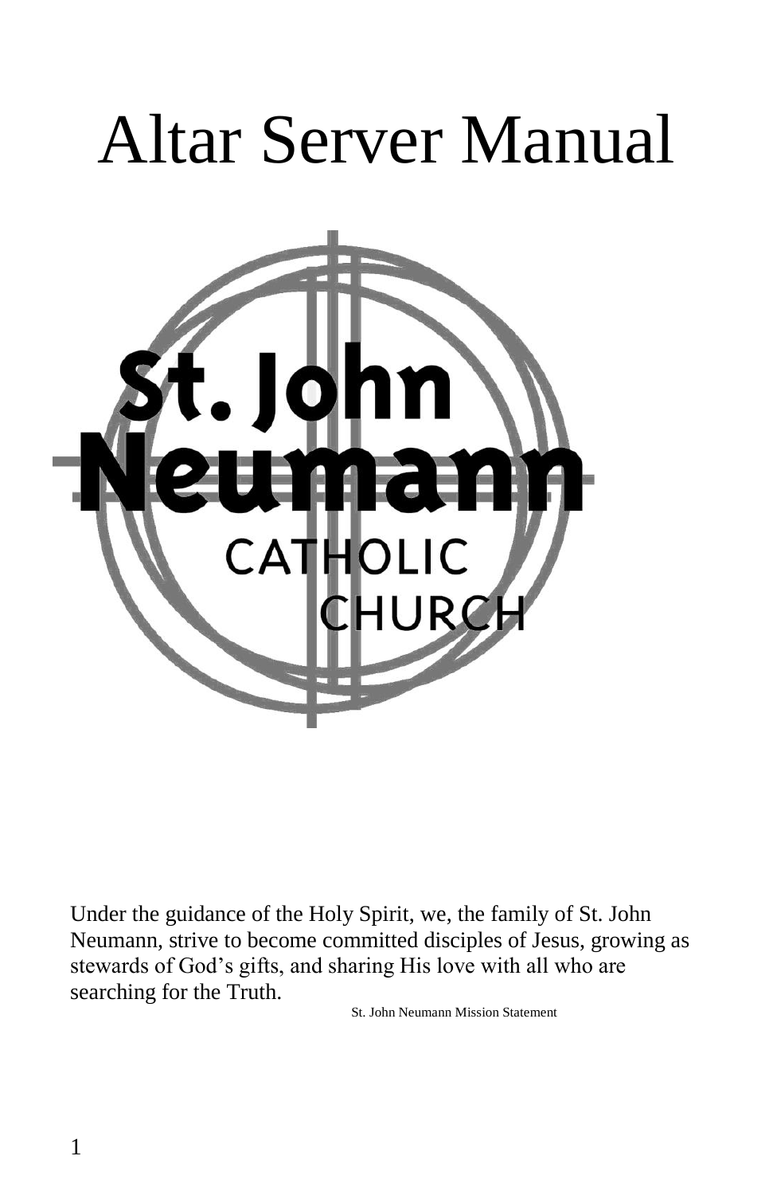# Altar Server Manual

St. John Neumann

CATHOLIC CHURCH

Under the guidance of the Holy Spirit, we, the family of St. John Neumann, strive to become committed disciples of Jesus, growing as stewards of God's gifts, and sharing His love with all who are searching for the Truth.

St. John Neumann Mission Statement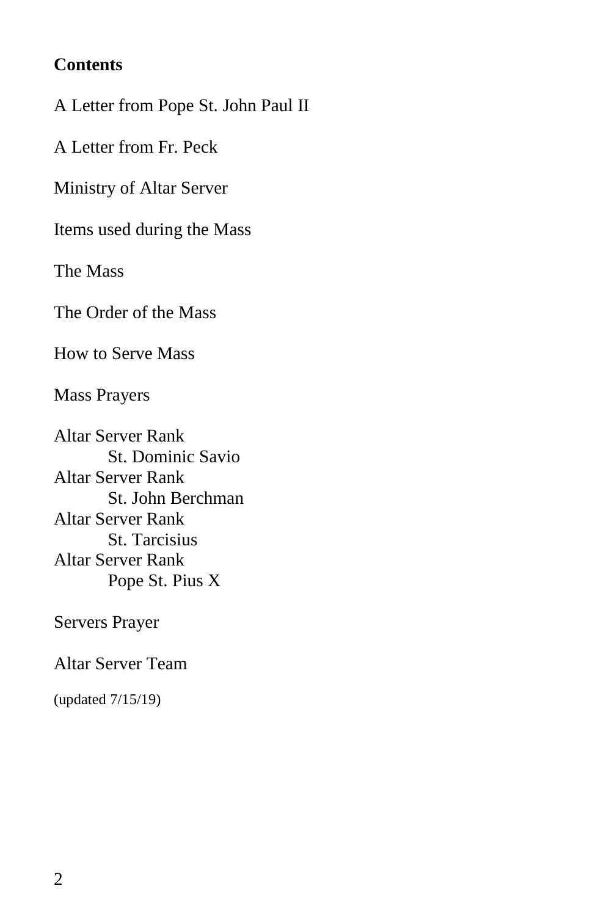**Contents**

A Letter from Pope St. John Paul II

A Letter from Fr. Peck

Ministry of Altar Server

Items used during the Mass

The Mass

The Order of the Mass

How to Serve Mass

Mass Prayers

Altar Server Rank
- St. Dominic Savio

Altar Server Rank
- St. John Berchman

Altar Server Rank
- St. Tarcisius

Altar Server Rank
- Pope St. Pius X

Servers Prayer

Altar Server Team

(updated 7/15/19)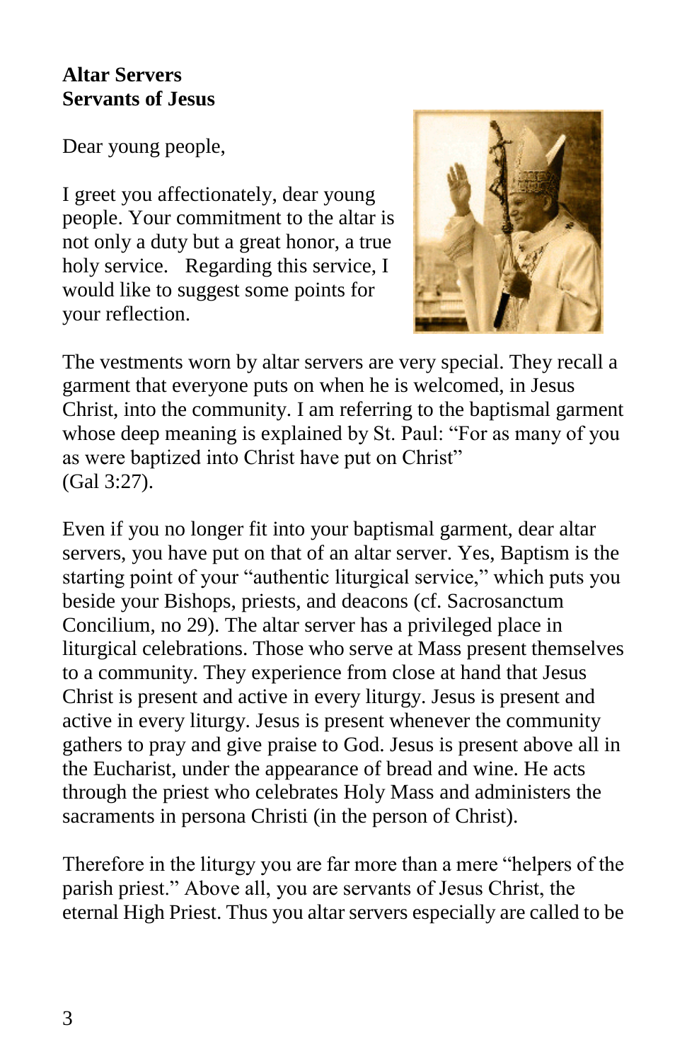**Altar Servers**
**Servants of Jesus**

Dear young people,

I greet you affectionately, dear young people. Your commitment to the altar is not only a duty but a great honor, a true holy service. Regarding this service, I would like to suggest some points for your reflection.

The vestments worn by altar servers are very special. They recall a garment that everyone puts on when he is welcomed, in Jesus Christ, into the community. I am referring to the baptismal garment whose deep meaning is explained by St. Paul: "For as many of you as were baptized into Christ have put on Christ" (Gal 3:27).

Even if you no longer fit into your baptismal garment, dear altar servers, you have put on that of an altar server. Yes, Baptism is the starting point of your "authentic liturgical service," which puts you beside your Bishops, priests, and deacons (cf. Sacrosanctum Concilium, no 29). The altar server has a privileged place in liturgical celebrations. Those who serve at Mass present themselves to a community. They experience from close at hand that Jesus Christ is present and active in every liturgy. Jesus is present and active in every liturgy. Jesus is present whenever the community gathers to pray and give praise to God. Jesus is present above all in the Eucharist, under the appearance of bread and wine. He acts through the priest who celebrates Holy Mass and administers the sacraments in persona Christi (in the person of Christ).

Therefore in the liturgy you are far more than a mere "helpers of the parish priest." Above all, you are servants of Jesus Christ, the eternal High Priest. Thus you altar servers especially are called to be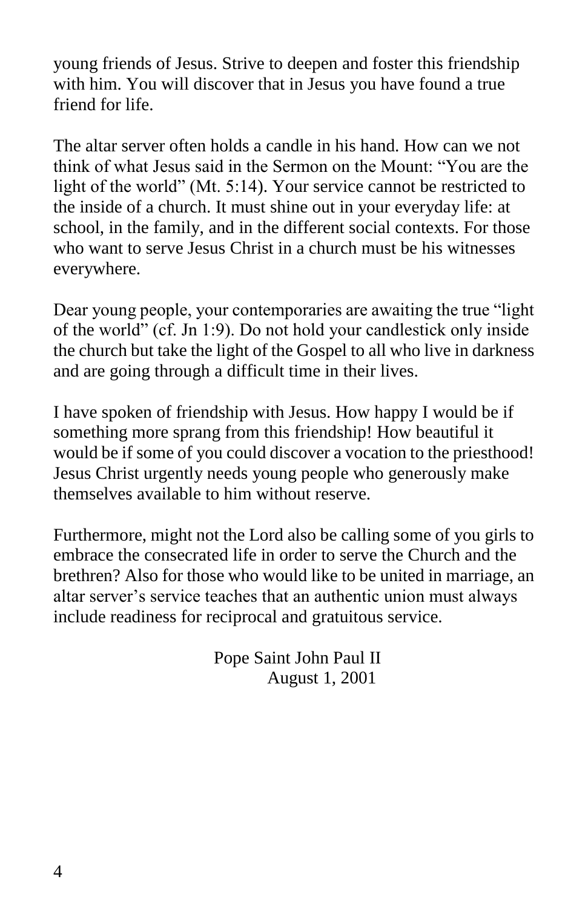young friends of Jesus. Strive to deepen and foster this friendship with him. You will discover that in Jesus you have found a true friend for life.

The altar server often holds a candle in his hand. How can we not think of what Jesus said in the Sermon on the Mount: "You are the light of the world" (Mt. 5:14). Your service cannot be restricted to the inside of a church. It must shine out in your everyday life: at school, in the family, and in the different social contexts. For those who want to serve Jesus Christ in a church must be his witnesses everywhere.

Dear young people, your contemporaries are awaiting the true "light of the world" (cf. Jn 1:9). Do not hold your candlestick only inside the church but take the light of the Gospel to all who live in darkness and are going through a difficult time in their lives.

I have spoken of friendship with Jesus. How happy I would be if something more sprang from this friendship! How beautiful it would be if some of you could discover a vocation to the priesthood! Jesus Christ urgently needs young people who generously make themselves available to him without reserve.

Furthermore, might not the Lord also be calling some of you girls to embrace the consecrated life in order to serve the Church and the brethren? Also for those who would like to be united in marriage, an altar server's service teaches that an authentic union must always include readiness for reciprocal and gratuitous service.

Pope Saint John Paul II
August 1, 2001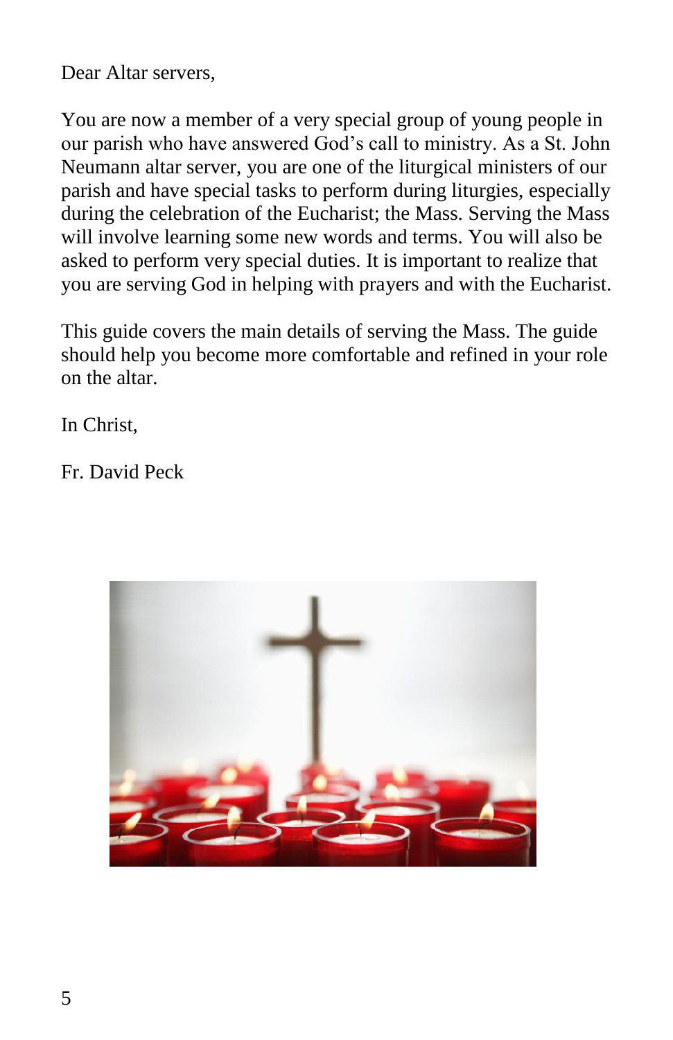Dear Altar servers,

You are now a member of a very special group of young people in our parish who have answered God's call to ministry. As a St. John Neumann altar server, you are one of the liturgical ministers of our parish and have special tasks to perform during liturgies, especially during the celebration of the Eucharist; the Mass. Serving the Mass will involve learning some new words and terms. You will also be asked to perform very special duties. It is important to realize that you are serving God in helping with prayers and with the Eucharist.

This guide covers the main details of serving the Mass. The guide should help you become more comfortable and refined in your role on the altar.

In Christ,

Fr. David Peck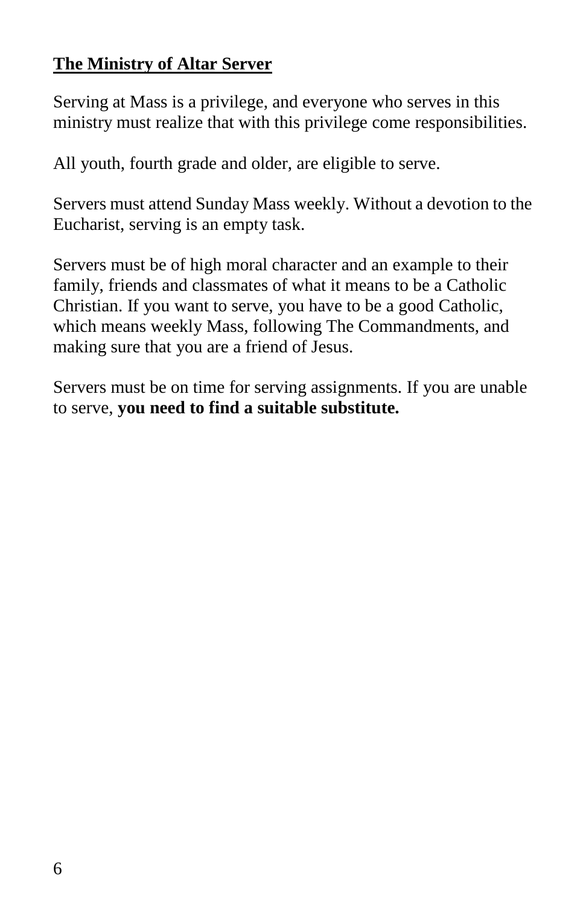## **The Ministry of Altar Server**

Serving at Mass is a privilege, and everyone who serves in this ministry must realize that with this privilege come responsibilities.

All youth, fourth grade and older, are eligible to serve.

Servers must attend Sunday Mass weekly. Without a devotion to the Eucharist, serving is an empty task.

Servers must be of high moral character and an example to their family, friends and classmates of what it means to be a Catholic Christian. If you want to serve, you have to be a good Catholic, which means weekly Mass, following The Commandments, and making sure that you are a friend of Jesus.

Servers must be on time for serving assignments. If you are unable to serve, **you need to find a suitable substitute.**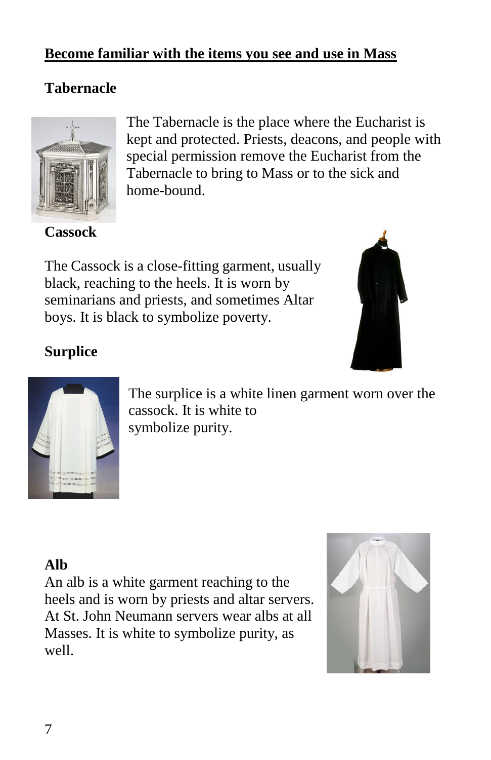## Become familiar with the items you see and use in Mass

### Tabernacle

The Tabernacle is the place where the Eucharist is kept and protected. Priests, deacons, and people with special permission remove the Eucharist from the Tabernacle to bring to Mass or to the sick and home-bound.

### Cassock

The Cassock is a close-fitting garment, usually black, reaching to the heels. It is worn by seminarians and priests, and sometimes Altar boys. It is black to symbolize poverty.

### Surplice

The surplice is a white linen garment worn over the cassock. It is white to symbolize purity.

### Alb

An alb is a white garment reaching to the heels and is worn by priests and altar servers. At St. John Neumann servers wear albs at all Masses. It is white to symbolize purity, as well.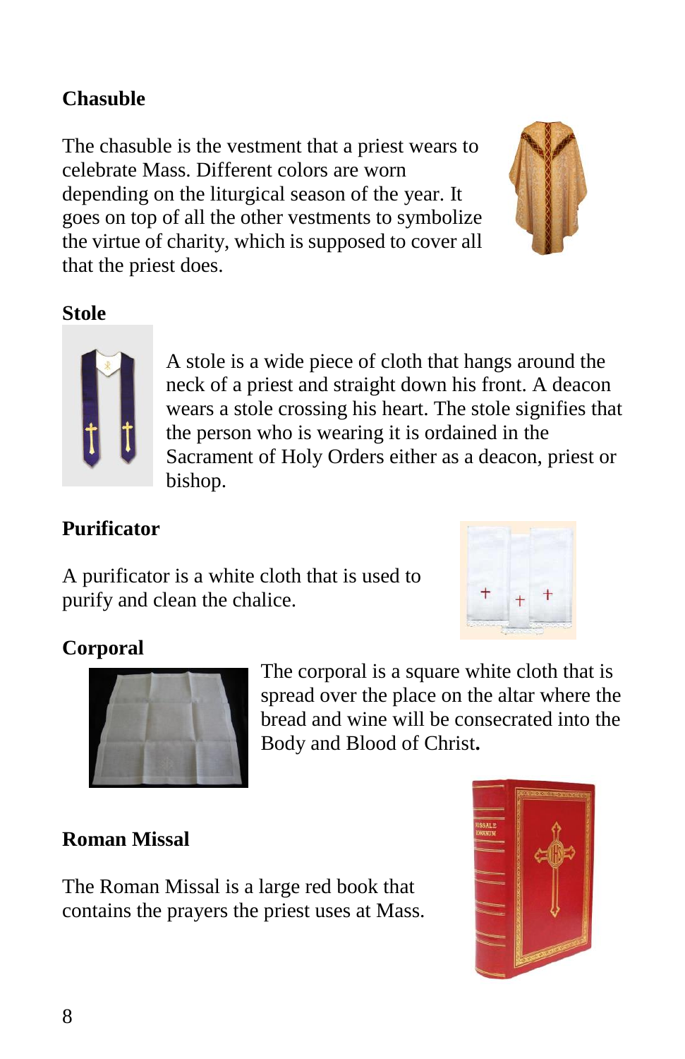## Chasuble

The chasuble is the vestment that a priest wears to celebrate Mass. Different colors are worn depending on the liturgical season of the year. It goes on top of all the other vestments to symbolize the virtue of charity, which is supposed to cover all that the priest does.

## Stole

A stole is a wide piece of cloth that hangs around the neck of a priest and straight down his front. A deacon wears a stole crossing his heart. The stole signifies that the person who is wearing it is ordained in the Sacrament of Holy Orders either as a deacon, priest or bishop.

## Purificator

A purificator is a white cloth that is used to purify and clean the chalice.

## Corporal

The corporal is a square white cloth that is spread over the place on the altar where the bread and wine will be consecrated into the Body and Blood of Christ**.**

## Roman Missal

The Roman Missal is a large red book that contains the prayers the priest uses at Mass.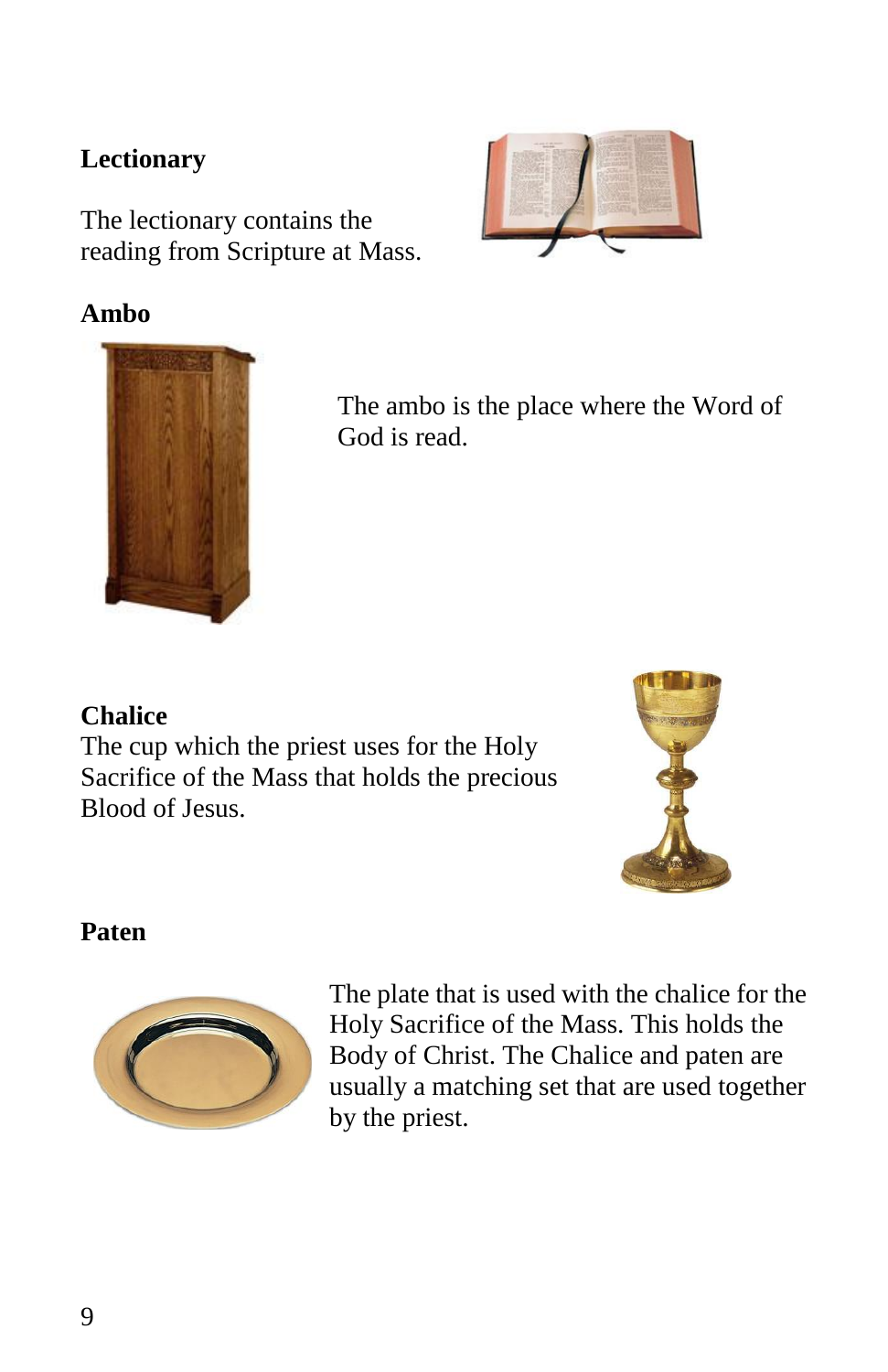**Lectionary**

The lectionary contains the reading from Scripture at Mass.

**Ambo**

The ambo is the place where the Word of God is read.

**Chalice**

The cup which the priest uses for the Holy Sacrifice of the Mass that holds the precious Blood of Jesus.

**Paten**

The plate that is used with the chalice for the Holy Sacrifice of the Mass. This holds the Body of Christ. The Chalice and paten are usually a matching set that are used together by the priest.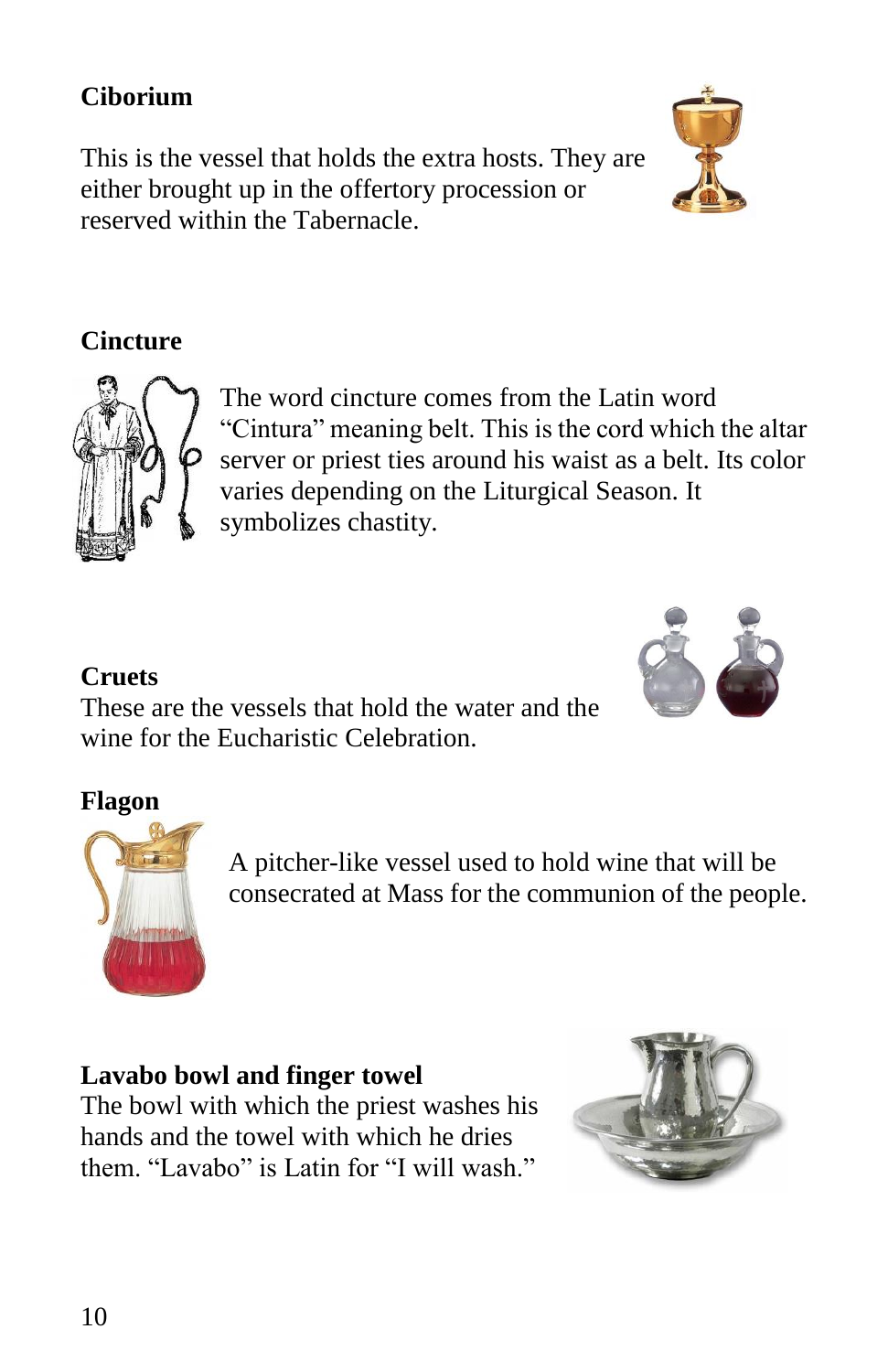**Ciborium**

This is the vessel that holds the extra hosts. They are either brought up in the offertory procession or reserved within the Tabernacle.

**Cincture**

The word cincture comes from the Latin word "Cintura" meaning belt. This is the cord which the altar server or priest ties around his waist as a belt. Its color varies depending on the Liturgical Season. It symbolizes chastity.

**Cruets**

These are the vessels that hold the water and the wine for the Eucharistic Celebration.

**Flagon**

A pitcher-like vessel used to hold wine that will be consecrated at Mass for the communion of the people.

**Lavabo bowl and finger towel**

The bowl with which the priest washes his hands and the towel with which he dries them. "Lavabo" is Latin for "I will wash."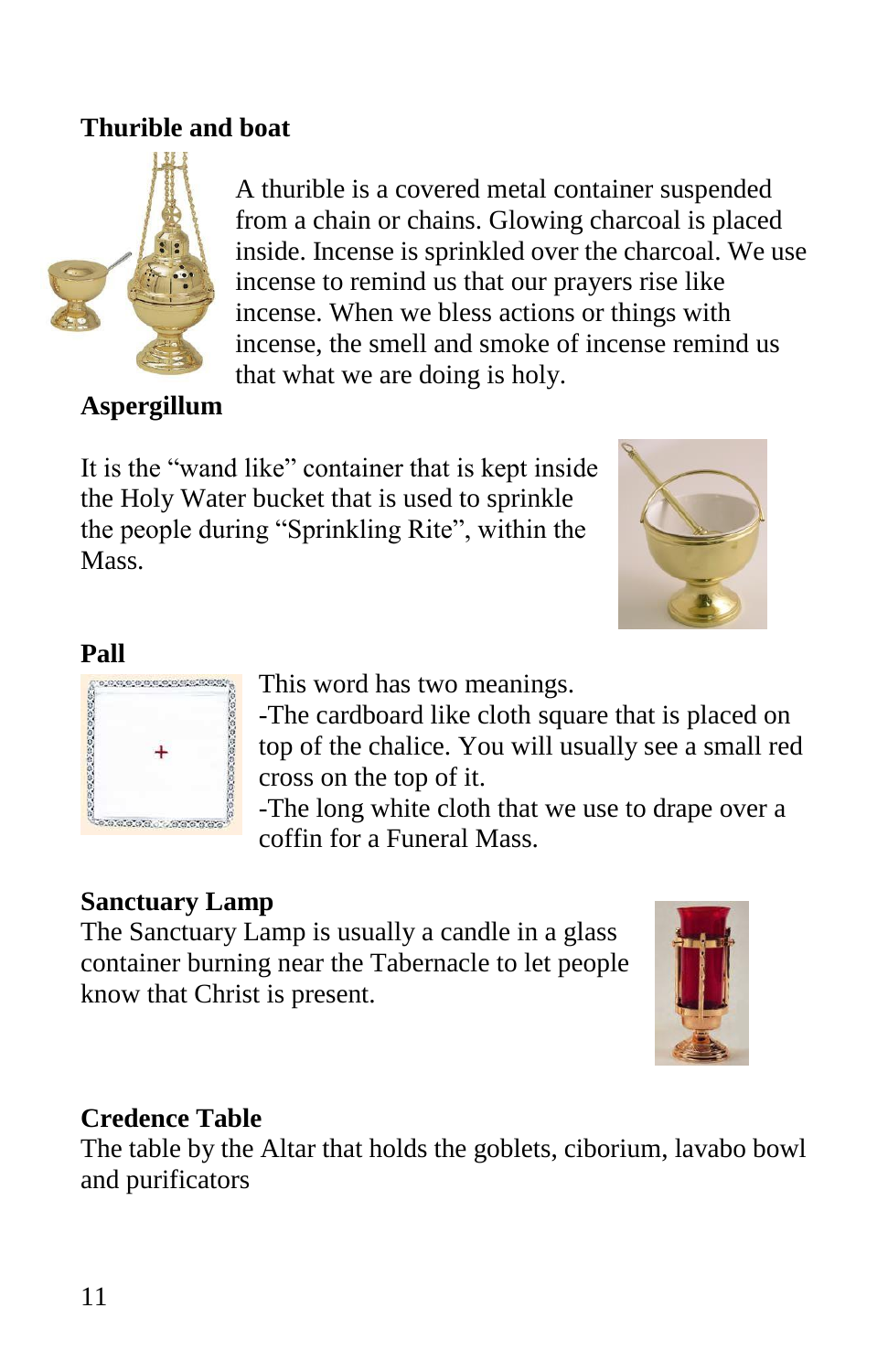**Thurible and boat**

A thurible is a covered metal container suspended from a chain or chains. Glowing charcoal is placed inside. Incense is sprinkled over the charcoal. We use incense to remind us that our prayers rise like incense. When we bless actions or things with incense, the smell and smoke of incense remind us that what we are doing is holy.

**Aspergillum**

It is the “wand like” container that is kept inside the Holy Water bucket that is used to sprinkle the people during “Sprinkling Rite”, within the Mass.

**Pall**

This word has two meanings.

-The cardboard like cloth square that is placed on top of the chalice. You will usually see a small red cross on the top of it.

-The long white cloth that we use to drape over a coffin for a Funeral Mass.

**Sanctuary Lamp**

The Sanctuary Lamp is usually a candle in a glass container burning near the Tabernacle to let people know that Christ is present.

**Credence Table**

The table by the Altar that holds the goblets, ciborium, lavabo bowl and purificators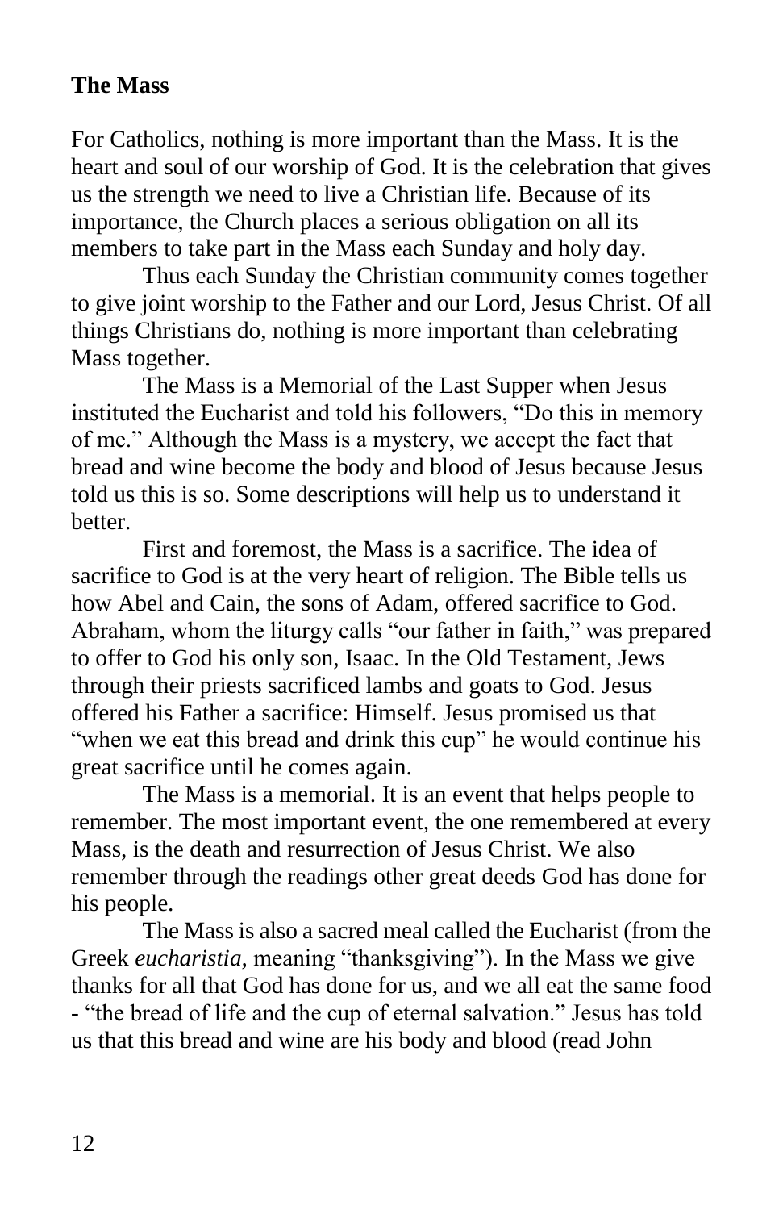**The Mass**

For Catholics, nothing is more important than the Mass. It is the heart and soul of our worship of God. It is the celebration that gives us the strength we need to live a Christian life. Because of its importance, the Church places a serious obligation on all its members to take part in the Mass each Sunday and holy day.

Thus each Sunday the Christian community comes together to give joint worship to the Father and our Lord, Jesus Christ. Of all things Christians do, nothing is more important than celebrating Mass together.

The Mass is a Memorial of the Last Supper when Jesus instituted the Eucharist and told his followers, “Do this in memory of me.” Although the Mass is a mystery, we accept the fact that bread and wine become the body and blood of Jesus because Jesus told us this is so. Some descriptions will help us to understand it better.

First and foremost, the Mass is a sacrifice. The idea of sacrifice to God is at the very heart of religion. The Bible tells us how Abel and Cain, the sons of Adam, offered sacrifice to God. Abraham, whom the liturgy calls “our father in faith,” was prepared to offer to God his only son, Isaac. In the Old Testament, Jews through their priests sacrificed lambs and goats to God. Jesus offered his Father a sacrifice: Himself. Jesus promised us that “when we eat this bread and drink this cup” he would continue his great sacrifice until he comes again.

The Mass is a memorial. It is an event that helps people to remember. The most important event, the one remembered at every Mass, is the death and resurrection of Jesus Christ. We also remember through the readings other great deeds God has done for his people.

The Mass is also a sacred meal called the Eucharist (from the Greek *eucharistia,* meaning “thanksgiving”). In the Mass we give thanks for all that God has done for us, and we all eat the same food - “the bread of life and the cup of eternal salvation.” Jesus has told us that this bread and wine are his body and blood (read John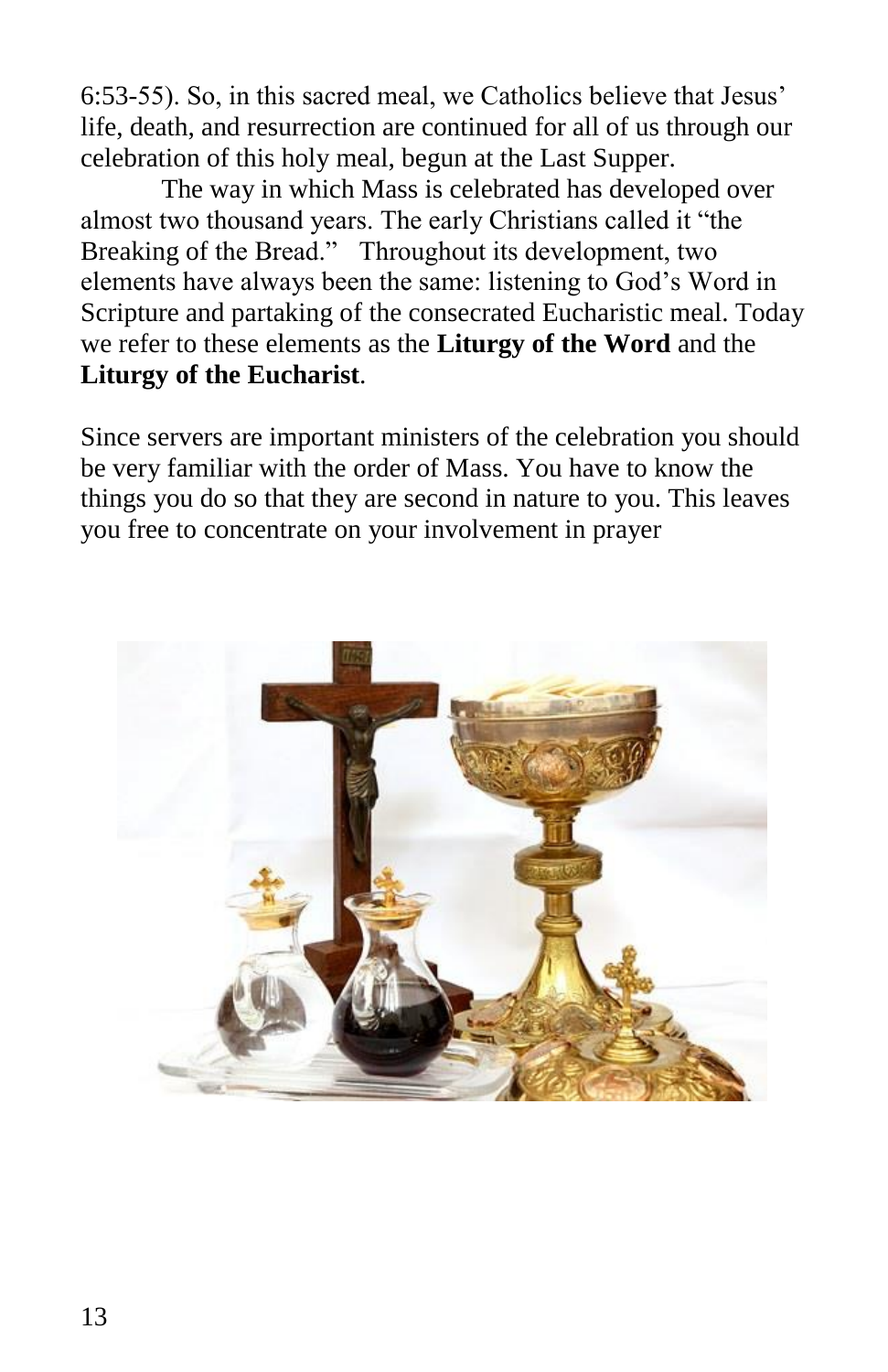6:53-55). So, in this sacred meal, we Catholics believe that Jesus' life, death, and resurrection are continued for all of us through our celebration of this holy meal, begun at the Last Supper.

The way in which Mass is celebrated has developed over almost two thousand years. The early Christians called it "the Breaking of the Bread." Throughout its development, two elements have always been the same: listening to God's Word in Scripture and partaking of the consecrated Eucharistic meal. Today we refer to these elements as the **Liturgy of the Word** and the **Liturgy of the Eucharist**.

Since servers are important ministers of the celebration you should be very familiar with the order of Mass. You have to know the things you do so that they are second in nature to you. This leaves you free to concentrate on your involvement in prayer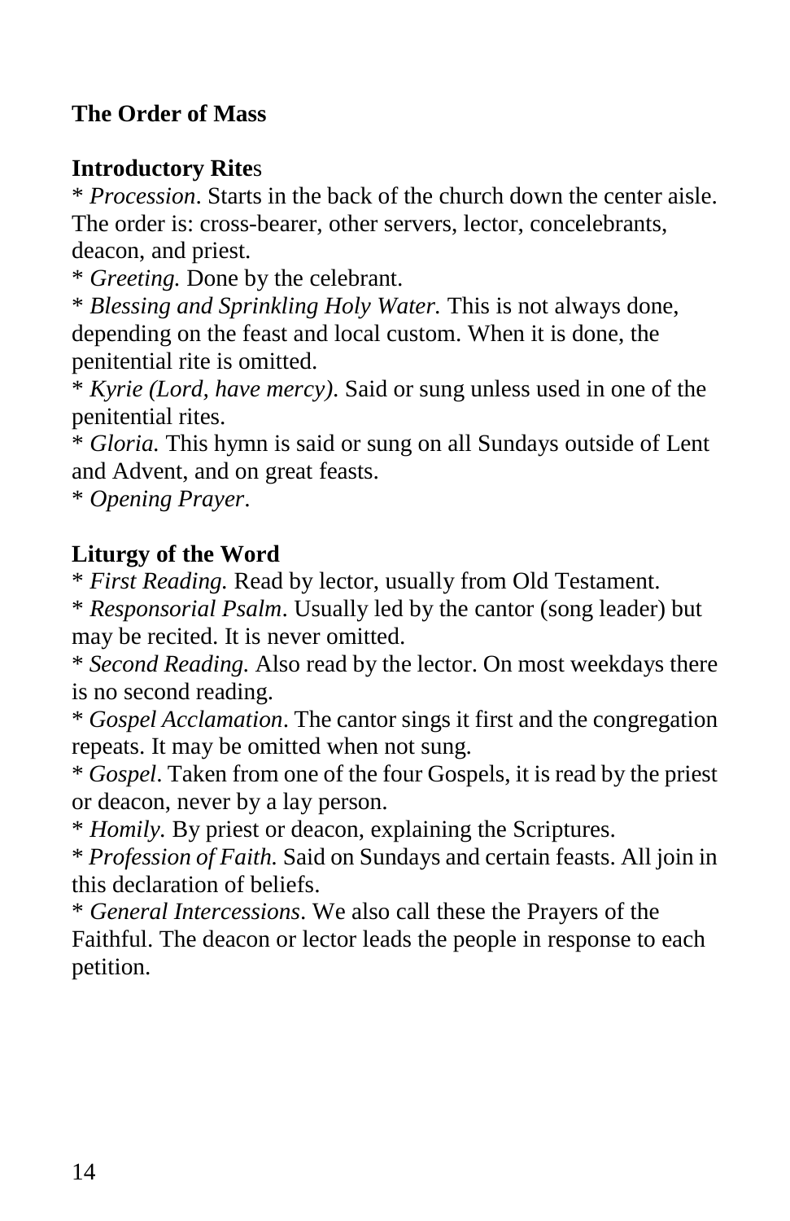**The Order of Mass**

**Introductory Rite**s

* *Procession*. Starts in the back of the church down the center aisle. The order is: cross-bearer, other servers, lector, concelebrants, deacon, and priest.
* *Greeting.* Done by the celebrant.
* *Blessing and Sprinkling Holy Water.* This is not always done, depending on the feast and local custom. When it is done, the penitential rite is omitted.
* *Kyrie (Lord, have mercy)*. Said or sung unless used in one of the penitential rites.
* *Gloria.* This hymn is said or sung on all Sundays outside of Lent and Advent, and on great feasts.
* *Opening Prayer*.

**Liturgy of the Word**

* *First Reading.* Read by lector, usually from Old Testament.
* *Responsorial Psalm*. Usually led by the cantor (song leader) but may be recited. It is never omitted.
* *Second Reading.* Also read by the lector. On most weekdays there is no second reading.
* *Gospel Acclamation*. The cantor sings it first and the congregation repeats. It may be omitted when not sung.
* *Gospel*. Taken from one of the four Gospels, it is read by the priest or deacon, never by a lay person.
* *Homily.* By priest or deacon, explaining the Scriptures.
* *Profession of Faith.* Said on Sundays and certain feasts. All join in this declaration of beliefs.
* *General Intercessions*. We also call these the Prayers of the Faithful. The deacon or lector leads the people in response to each petition.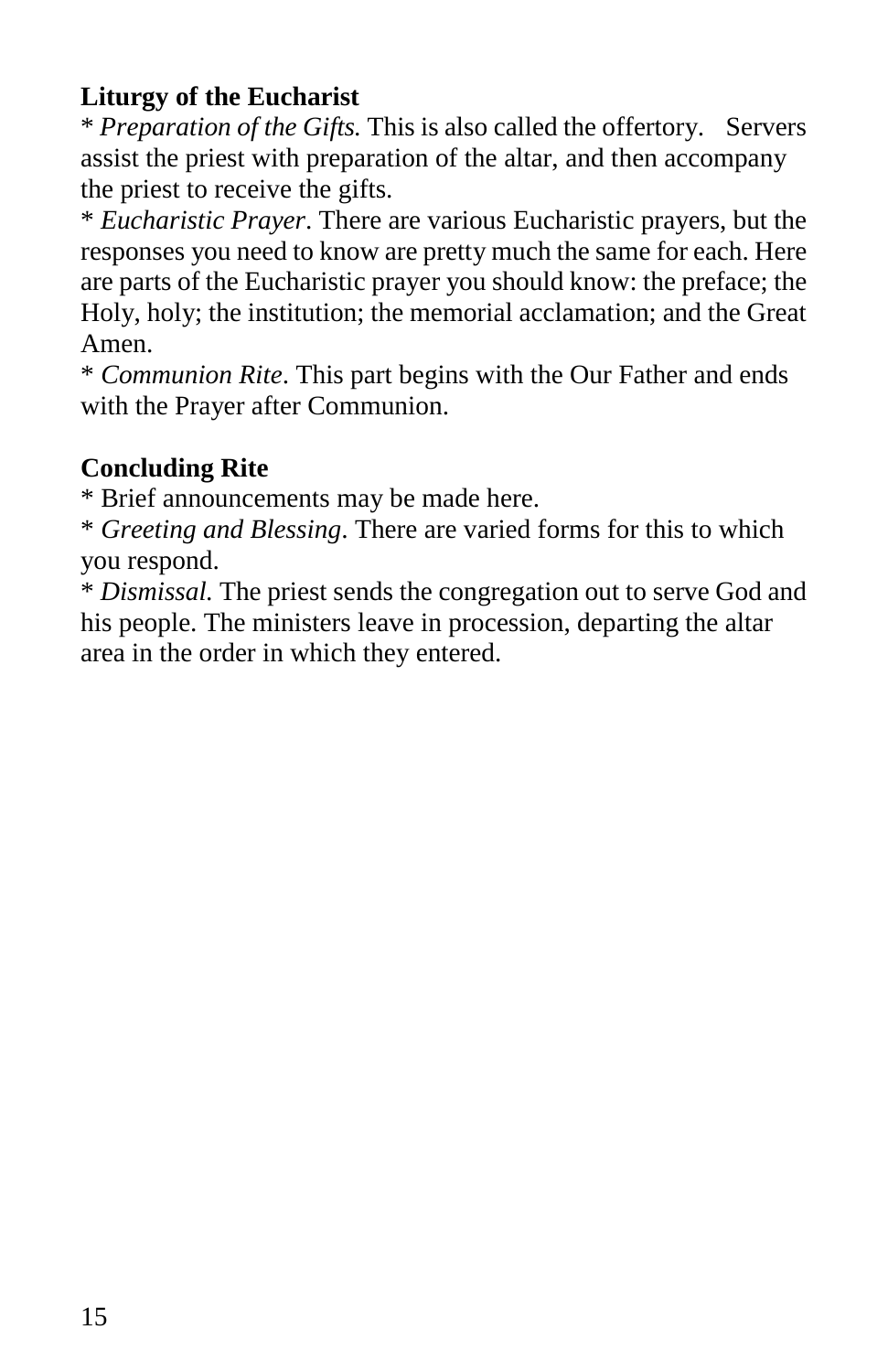**Liturgy of the Eucharist**

* *Preparation of the Gifts.* This is also called the offertory. Servers assist the priest with preparation of the altar, and then accompany the priest to receive the gifts.
* *Eucharistic Prayer*. There are various Eucharistic prayers, but the responses you need to know are pretty much the same for each. Here are parts of the Eucharistic prayer you should know: the preface; the Holy, holy; the institution; the memorial acclamation; and the Great Amen.
* *Communion Rite*. This part begins with the Our Father and ends with the Prayer after Communion.

**Concluding Rite**

* Brief announcements may be made here.
* *Greeting and Blessing*. There are varied forms for this to which you respond.
* *Dismissal.* The priest sends the congregation out to serve God and his people. The ministers leave in procession, departing the altar area in the order in which they entered.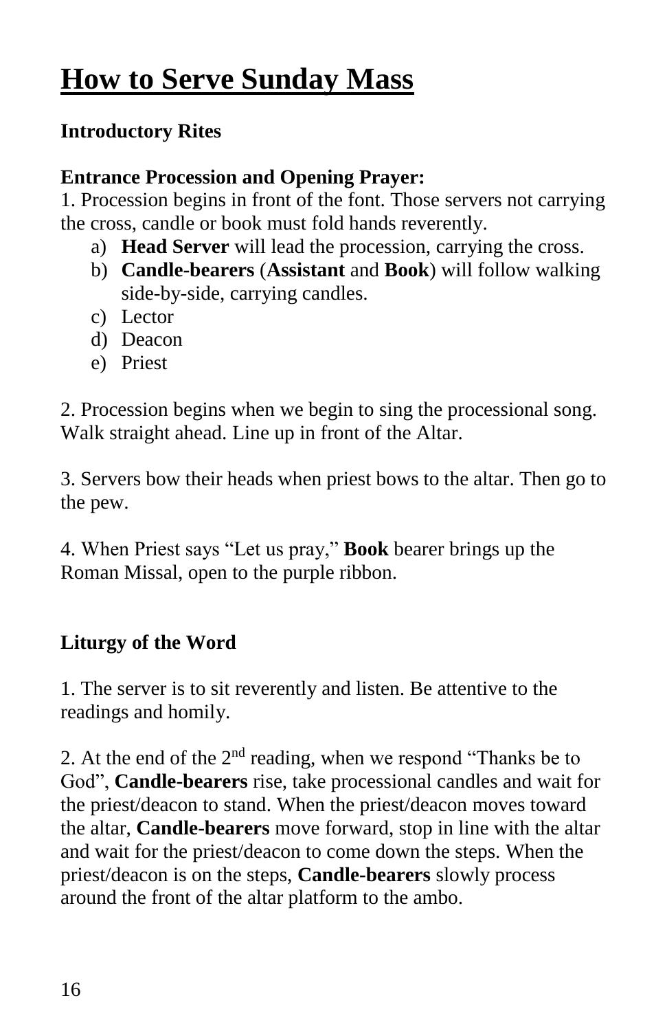# How to Serve Sunday Mass

**Introductory Rites**

**Entrance Procession and Opening Prayer:**

1. Procession begins in front of the font. Those servers not carrying the cross, candle or book must fold hands reverently.
   a) **Head Server** will lead the procession, carrying the cross.
   b) **Candle-bearers** (**Assistant** and **Book**) will follow walking side-by-side, carrying candles.
   c) Lector
   d) Deacon
   e) Priest

2. Procession begins when we begin to sing the processional song. Walk straight ahead. Line up in front of the Altar.

3. Servers bow their heads when priest bows to the altar. Then go to the pew.

4. When Priest says "Let us pray," **Book** bearer brings up the Roman Missal, open to the purple ribbon.

**Liturgy of the Word**

1. The server is to sit reverently and listen. Be attentive to the readings and homily.

2. At the end of the 2nd reading, when we respond "Thanks be to God", **Candle-bearers** rise, take processional candles and wait for the priest/deacon to stand. When the priest/deacon moves toward the altar, **Candle-bearers** move forward, stop in line with the altar and wait for the priest/deacon to come down the steps. When the priest/deacon is on the steps, **Candle-bearers** slowly process around the front of the altar platform to the ambo.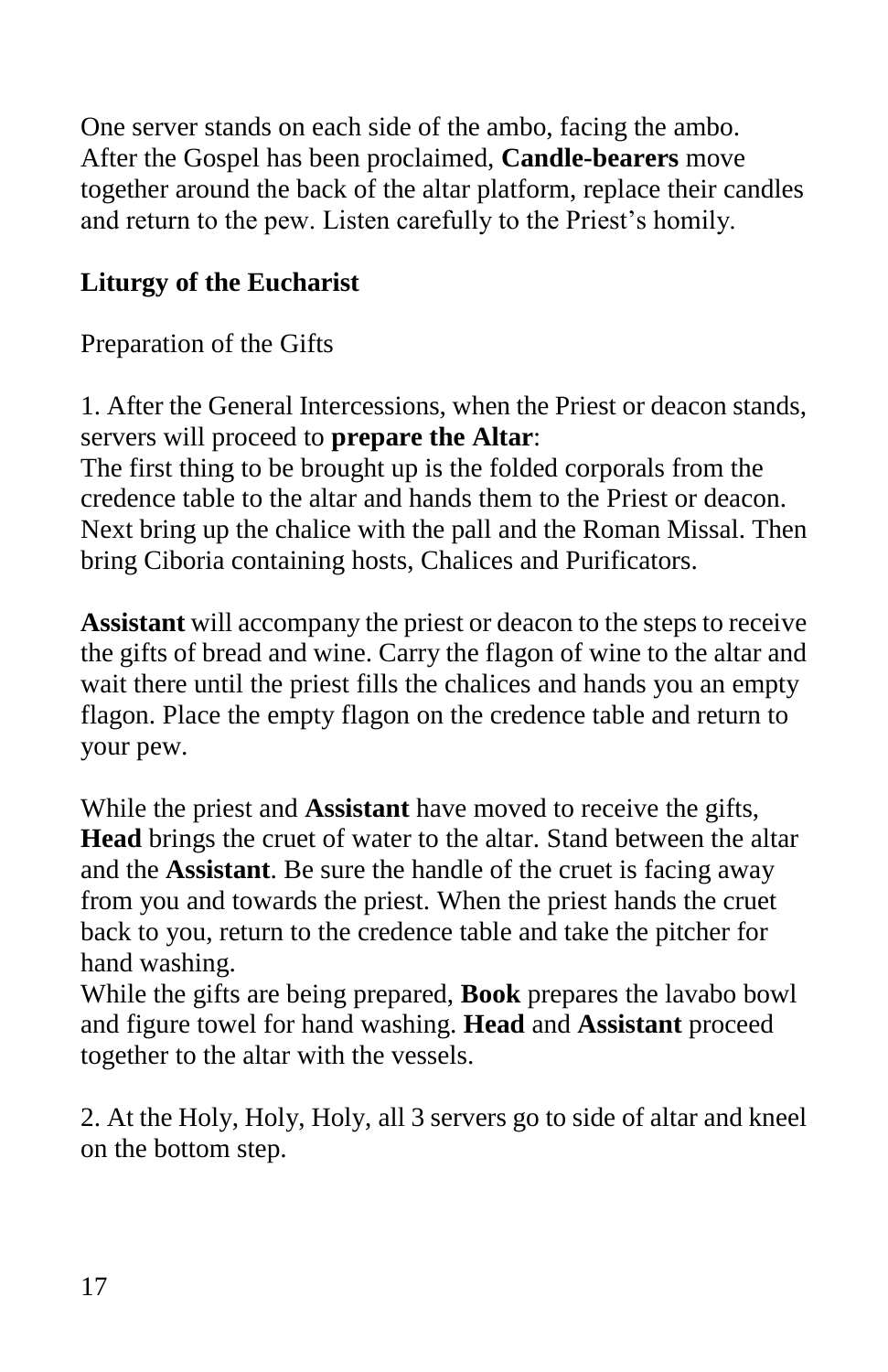One server stands on each side of the ambo, facing the ambo. After the Gospel has been proclaimed, **Candle-bearers** move together around the back of the altar platform, replace their candles and return to the pew. Listen carefully to the Priest's homily.

**Liturgy of the Eucharist**

Preparation of the Gifts

1. After the General Intercessions, when the Priest or deacon stands, servers will proceed to **prepare the Altar**:
The first thing to be brought up is the folded corporals from the credence table to the altar and hands them to the Priest or deacon. Next bring up the chalice with the pall and the Roman Missal. Then bring Ciboria containing hosts, Chalices and Purificators.

**Assistant** will accompany the priest or deacon to the steps to receive the gifts of bread and wine. Carry the flagon of wine to the altar and wait there until the priest fills the chalices and hands you an empty flagon. Place the empty flagon on the credence table and return to your pew.

While the priest and **Assistant** have moved to receive the gifts, **Head** brings the cruet of water to the altar. Stand between the altar and the **Assistant**. Be sure the handle of the cruet is facing away from you and towards the priest. When the priest hands the cruet back to you, return to the credence table and take the pitcher for hand washing.
While the gifts are being prepared, **Book** prepares the lavabo bowl and figure towel for hand washing. **Head** and **Assistant** proceed together to the altar with the vessels.

2. At the Holy, Holy, Holy, all 3 servers go to side of altar and kneel on the bottom step.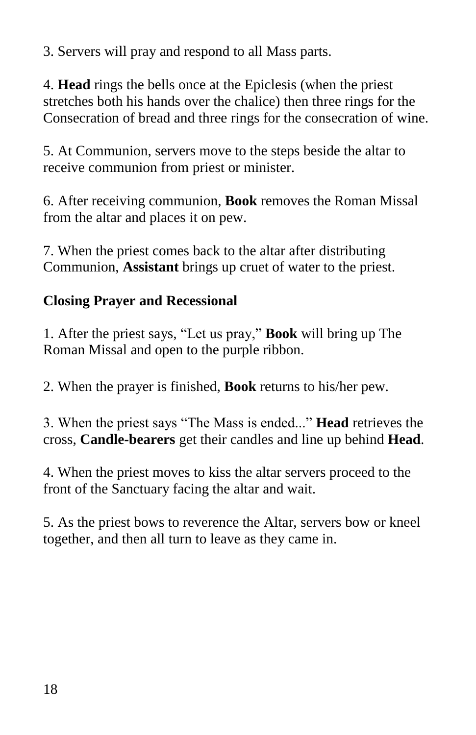3. Servers will pray and respond to all Mass parts.

4. **Head** rings the bells once at the Epiclesis (when the priest stretches both his hands over the chalice) then three rings for the Consecration of bread and three rings for the consecration of wine.

5. At Communion, servers move to the steps beside the altar to receive communion from priest or minister.

6. After receiving communion, **Book** removes the Roman Missal from the altar and places it on pew.

7. When the priest comes back to the altar after distributing Communion, **Assistant** brings up cruet of water to the priest.

**Closing Prayer and Recessional**

1. After the priest says, "Let us pray," **Book** will bring up The Roman Missal and open to the purple ribbon.

2. When the prayer is finished, **Book** returns to his/her pew.

3. When the priest says "The Mass is ended..." **Head** retrieves the cross, **Candle-bearers** get their candles and line up behind **Head**.

4. When the priest moves to kiss the altar servers proceed to the front of the Sanctuary facing the altar and wait.

5. As the priest bows to reverence the Altar, servers bow or kneel together, and then all turn to leave as they came in.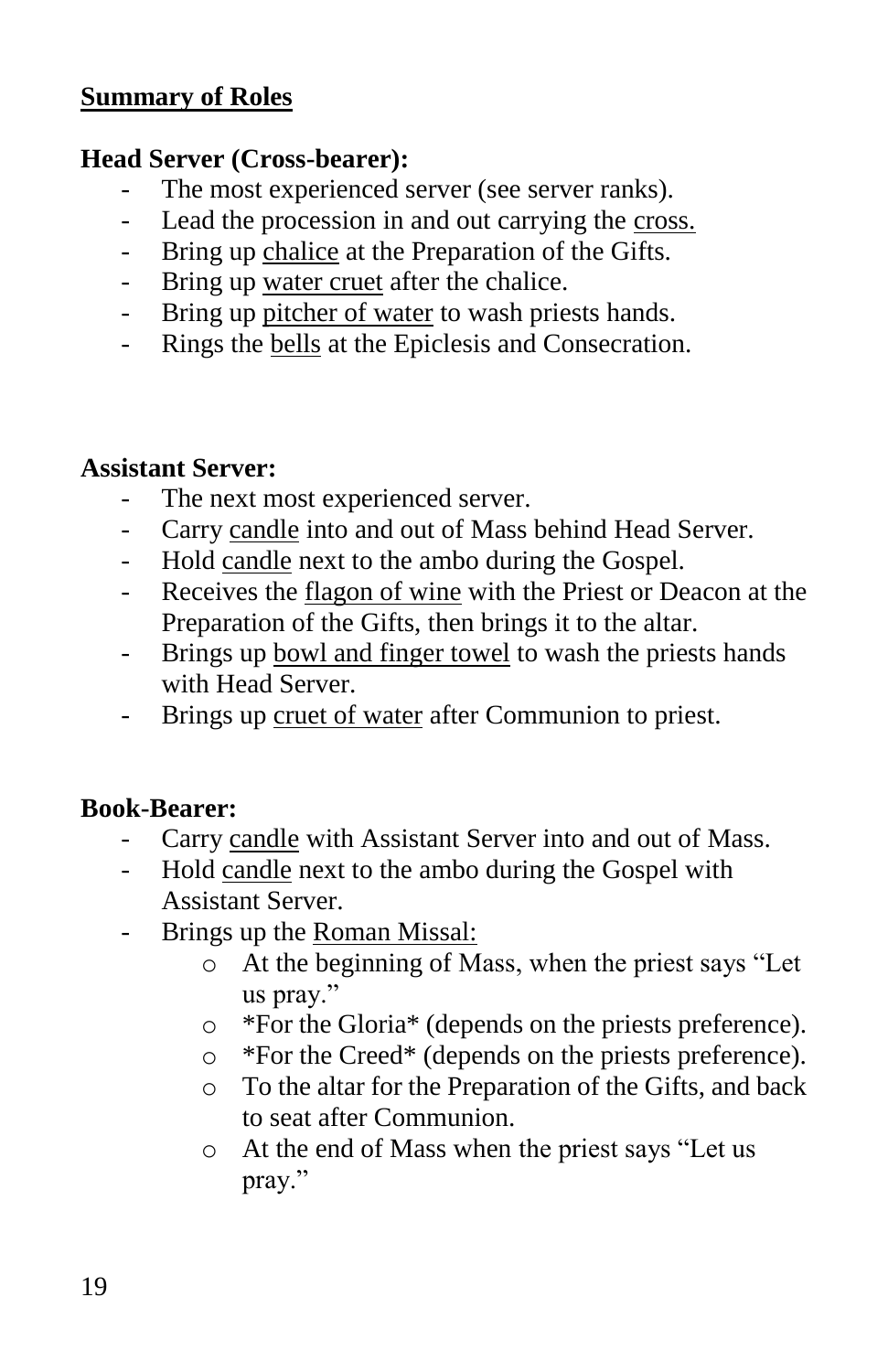## Summary of Roles

### Head Server (Cross-bearer):

- The most experienced server (see server ranks).
- Lead the procession in and out carrying the cross.
- Bring up chalice at the Preparation of the Gifts.
- Bring up water cruet after the chalice.
- Bring up pitcher of water to wash priests hands.
- Rings the bells at the Epiclesis and Consecration.

### Assistant Server:

- The next most experienced server.
- Carry candle into and out of Mass behind Head Server.
- Hold candle next to the ambo during the Gospel.
- Receives the flagon of wine with the Priest or Deacon at the Preparation of the Gifts, then brings it to the altar.
- Brings up bowl and finger towel to wash the priests hands with Head Server.
- Brings up cruet of water after Communion to priest.

### Book-Bearer:

- Carry candle with Assistant Server into and out of Mass.
- Hold candle next to the ambo during the Gospel with Assistant Server.
- Brings up the Roman Missal:
  - At the beginning of Mass, when the priest says "Let us pray."
  - *For the Gloria* (depends on the priests preference).
  - *For the Creed* (depends on the priests preference).
  - To the altar for the Preparation of the Gifts, and back to seat after Communion.
  - At the end of Mass when the priest says "Let us pray."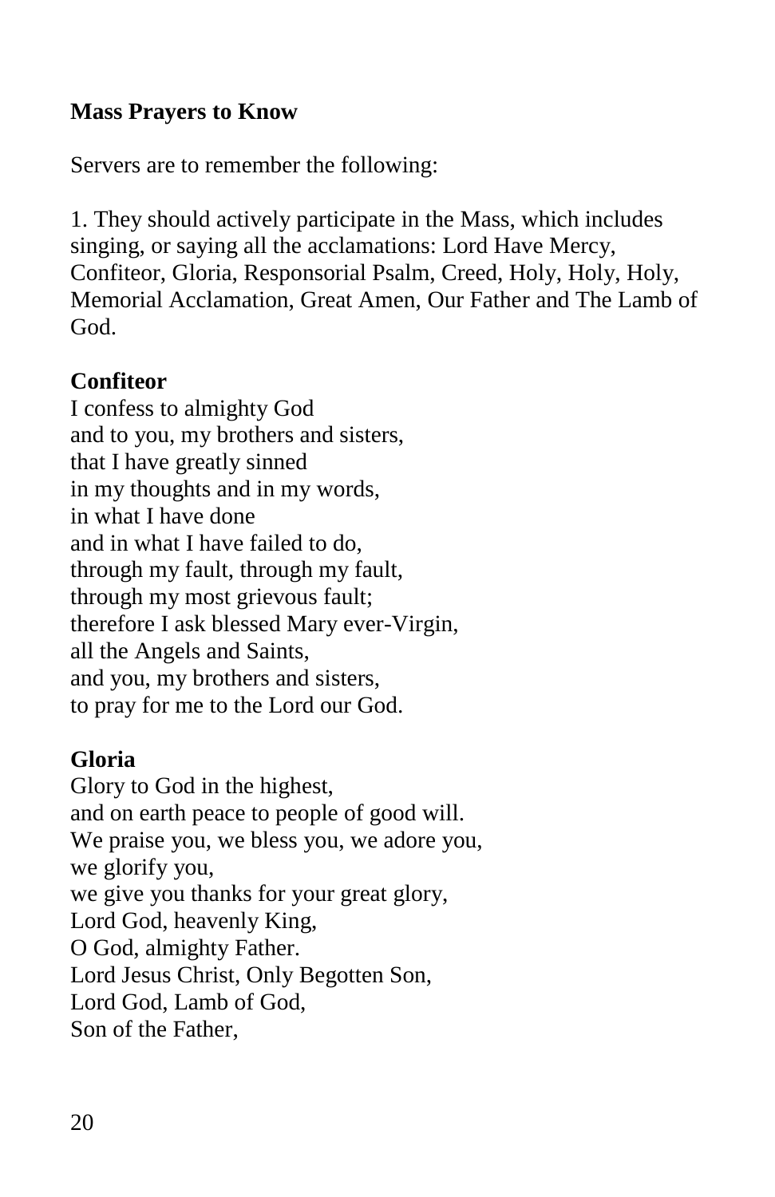**Mass Prayers to Know**

Servers are to remember the following:

1. They should actively participate in the Mass, which includes singing, or saying all the acclamations: Lord Have Mercy, Confiteor, Gloria, Responsorial Psalm, Creed, Holy, Holy, Holy, Memorial Acclamation, Great Amen, Our Father and The Lamb of God.

**Confiteor**

I confess to almighty God
and to you, my brothers and sisters,
that I have greatly sinned
in my thoughts and in my words,
in what I have done
and in what I have failed to do,
through my fault, through my fault,
through my most grievous fault;
therefore I ask blessed Mary ever-Virgin,
all the Angels and Saints,
and you, my brothers and sisters,
to pray for me to the Lord our God.

**Gloria**

Glory to God in the highest,
and on earth peace to people of good will.
We praise you, we bless you, we adore you,
we glorify you,
we give you thanks for your great glory,
Lord God, heavenly King,
O God, almighty Father.
Lord Jesus Christ, Only Begotten Son,
Lord God, Lamb of God,
Son of the Father,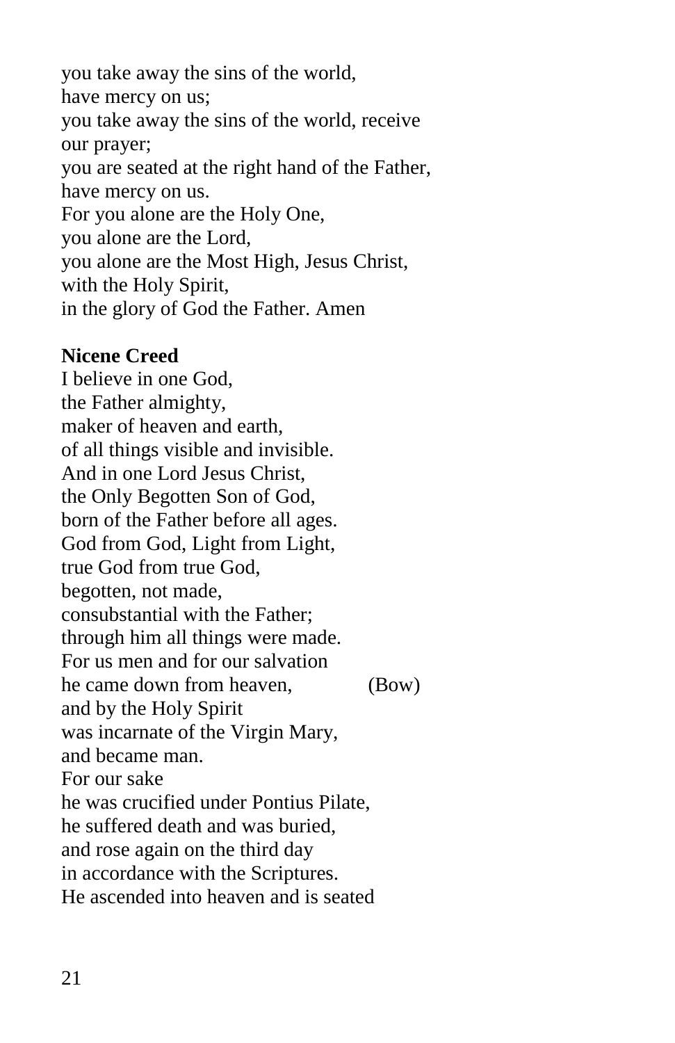you take away the sins of the world,  
have mercy on us;  
you take away the sins of the world, receive our prayer;  
you are seated at the right hand of the Father,  
have mercy on us.  
For you alone are the Holy One,  
you alone are the Lord,  
you alone are the Most High, Jesus Christ,  
with the Holy Spirit,  
in the glory of God the Father. Amen

**Nicene Creed**

I believe in one God,  
the Father almighty,  
maker of heaven and earth,  
of all things visible and invisible.  
And in one Lord Jesus Christ,  
the Only Begotten Son of God,  
born of the Father before all ages.  
God from God, Light from Light,  
true God from true God,  
begotten, not made,  
consubstantial with the Father;  
through him all things were made.  
For us men and for our salvation  
he came down from heaven, (Bow)  
and by the Holy Spirit  
was incarnate of the Virgin Mary,  
and became man.  
For our sake  
he was crucified under Pontius Pilate,  
he suffered death and was buried,  
and rose again on the third day  
in accordance with the Scriptures.  
He ascended into heaven and is seated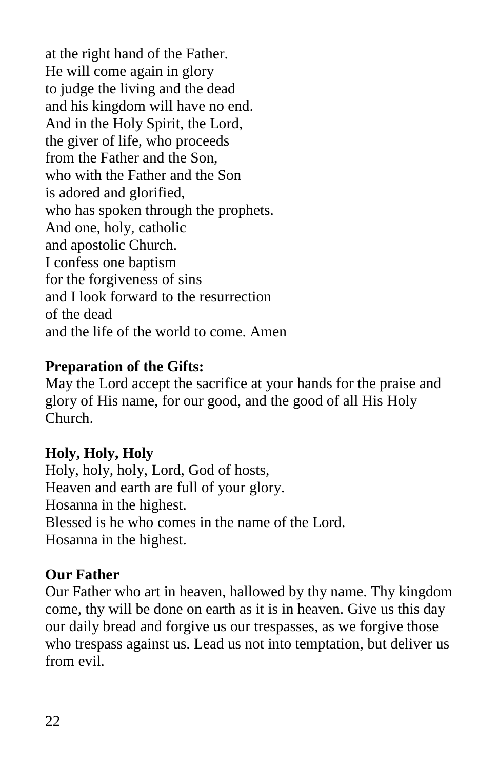at the right hand of the Father.
He will come again in glory
to judge the living and the dead
and his kingdom will have no end.
And in the Holy Spirit, the Lord,
the giver of life, who proceeds
from the Father and the Son,
who with the Father and the Son
is adored and glorified,
who has spoken through the prophets.
And one, holy, catholic
and apostolic Church.
I confess one baptism
for the forgiveness of sins
and I look forward to the resurrection
of the dead
and the life of the world to come. Amen

**Preparation of the Gifts:**
May the Lord accept the sacrifice at your hands for the praise and glory of His name, for our good, and the good of all His Holy Church.

**Holy, Holy, Holy**
Holy, holy, holy, Lord, God of hosts,
Heaven and earth are full of your glory.
Hosanna in the highest.
Blessed is he who comes in the name of the Lord.
Hosanna in the highest.

**Our Father**
Our Father who art in heaven, hallowed by thy name. Thy kingdom come, thy will be done on earth as it is in heaven. Give us this day our daily bread and forgive us our trespasses, as we forgive those who trespass against us. Lead us not into temptation, but deliver us from evil.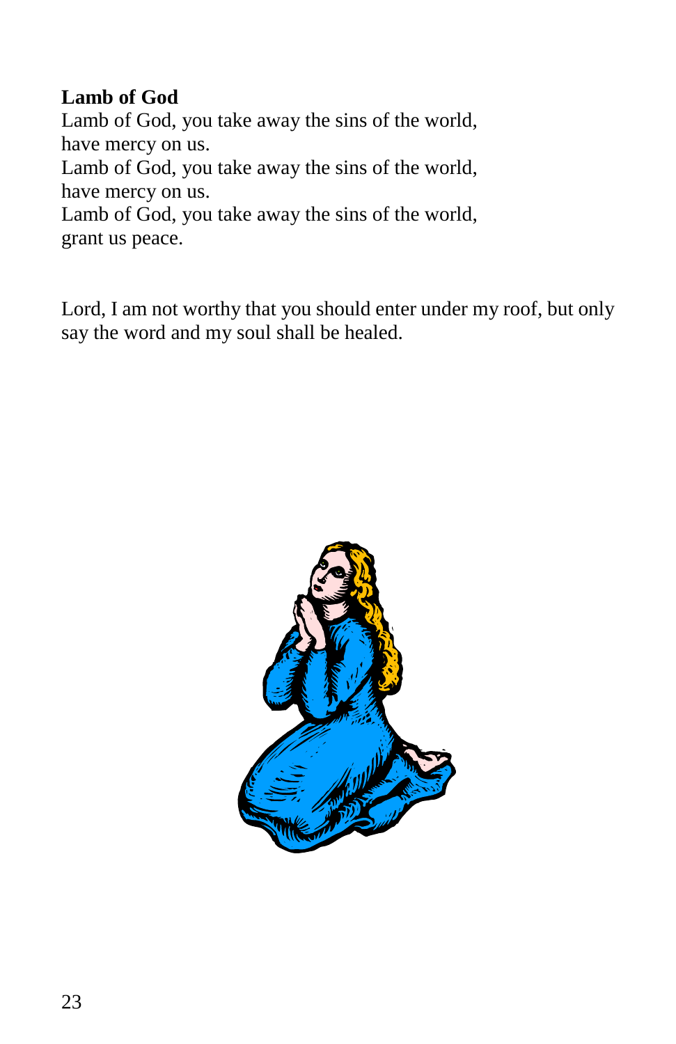**Lamb of God**

Lamb of God, you take away the sins of the world,
have mercy on us.
Lamb of God, you take away the sins of the world,
have mercy on us.
Lamb of God, you take away the sins of the world,
grant us peace.

Lord, I am not worthy that you should enter under my roof, but only say the word and my soul shall be healed.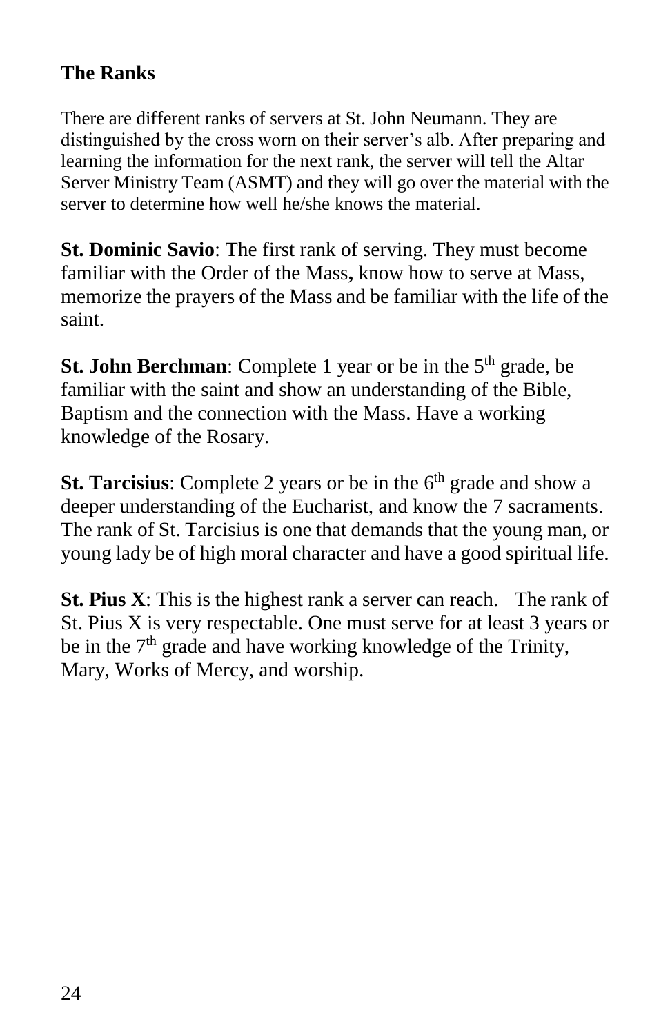## The Ranks

There are different ranks of servers at St. John Neumann. They are distinguished by the cross worn on their server's alb. After preparing and learning the information for the next rank, the server will tell the Altar Server Ministry Team (ASMT) and they will go over the material with the server to determine how well he/she knows the material.

**St. Dominic Savio**: The first rank of serving. They must become familiar with the Order of the Mass**,** know how to serve at Mass, memorize the prayers of the Mass and be familiar with the life of the saint.

**St. John Berchman**: Complete 1 year or be in the 5th grade, be familiar with the saint and show an understanding of the Bible, Baptism and the connection with the Mass. Have a working knowledge of the Rosary.

**St. Tarcisius**: Complete 2 years or be in the 6th grade and show a deeper understanding of the Eucharist, and know the 7 sacraments. The rank of St. Tarcisius is one that demands that the young man, or young lady be of high moral character and have a good spiritual life.

**St. Pius X**: This is the highest rank a server can reach. The rank of St. Pius X is very respectable. One must serve for at least 3 years or be in the 7th grade and have working knowledge of the Trinity, Mary, Works of Mercy, and worship.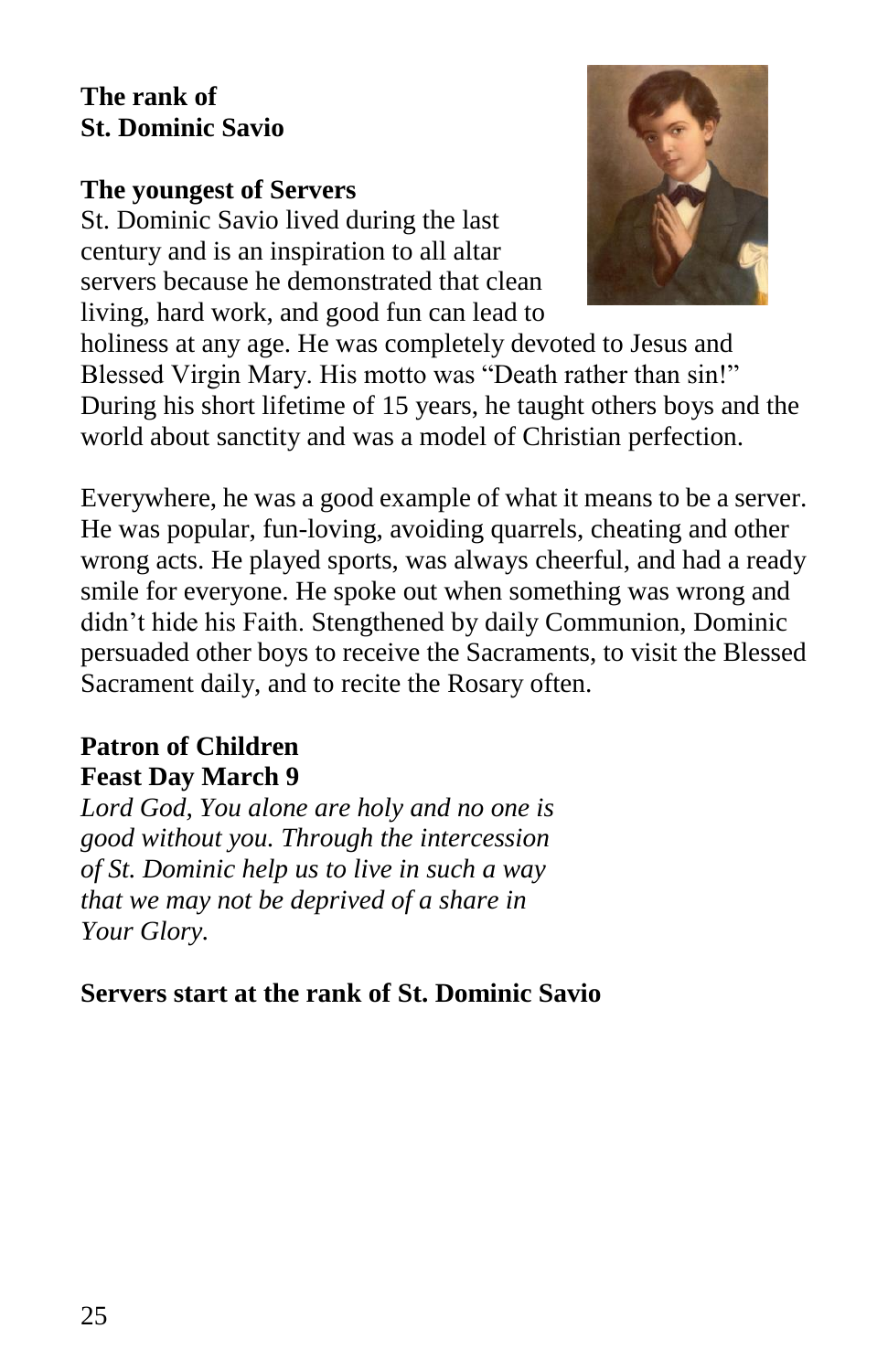## The rank of St. Dominic Savio

### The youngest of Servers

St. Dominic Savio lived during the last century and is an inspiration to all altar servers because he demonstrated that clean living, hard work, and good fun can lead to holiness at any age. He was completely devoted to Jesus and Blessed Virgin Mary. His motto was "Death rather than sin!" During his short lifetime of 15 years, he taught others boys and the world about sanctity and was a model of Christian perfection.

Everywhere, he was a good example of what it means to be a server. He was popular, fun-loving, avoiding quarrels, cheating and other wrong acts. He played sports, was always cheerful, and had a ready smile for everyone. He spoke out when something was wrong and didn't hide his Faith. Stengthened by daily Communion, Dominic persuaded other boys to receive the Sacraments, to visit the Blessed Sacrament daily, and to recite the Rosary often.

### Patron of Children
### Feast Day March 9

*Lord God, You alone are holy and no one is good without you. Through the intercession of St. Dominic help us to live in such a way that we may not be deprived of a share in Your Glory.*

**Servers start at the rank of St. Dominic Savio**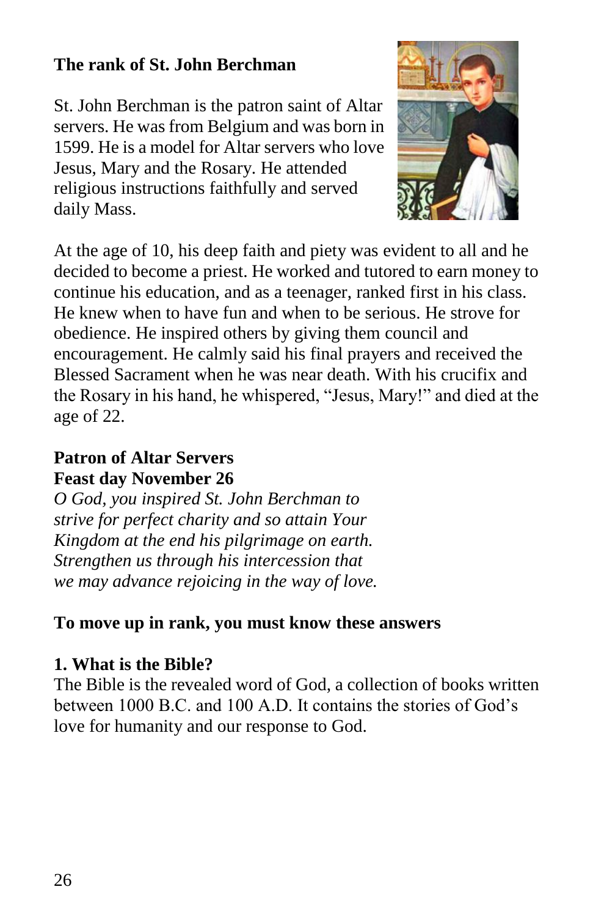**The rank of St. John Berchman**

St. John Berchman is the patron saint of Altar servers. He was from Belgium and was born in 1599. He is a model for Altar servers who love Jesus, Mary and the Rosary. He attended religious instructions faithfully and served daily Mass.

At the age of 10, his deep faith and piety was evident to all and he decided to become a priest. He worked and tutored to earn money to continue his education, and as a teenager, ranked first in his class. He knew when to have fun and when to be serious. He strove for obedience. He inspired others by giving them council and encouragement. He calmly said his final prayers and received the Blessed Sacrament when he was near death. With his crucifix and the Rosary in his hand, he whispered, "Jesus, Mary!" and died at the age of 22.

**Patron of Altar Servers**
**Feast day November 26**

*O God, you inspired St. John Berchman to strive for perfect charity and so attain Your Kingdom at the end his pilgrimage on earth. Strengthen us through his intercession that we may advance rejoicing in the way of love.*

**To move up in rank, you must know these answers**

**1. What is the Bible?**
The Bible is the revealed word of God, a collection of books written between 1000 B.C. and 100 A.D. It contains the stories of God's love for humanity and our response to God.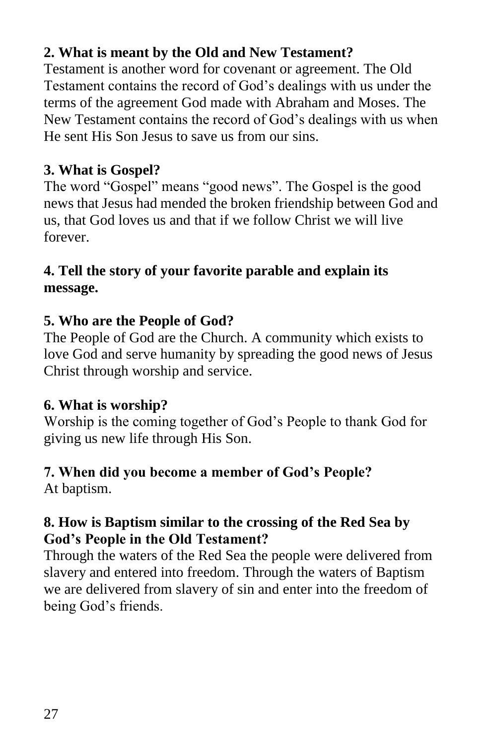**2. What is meant by the Old and New Testament?**
Testament is another word for covenant or agreement. The Old Testament contains the record of God's dealings with us under the terms of the agreement God made with Abraham and Moses. The New Testament contains the record of God's dealings with us when He sent His Son Jesus to save us from our sins.

**3. What is Gospel?**
The word "Gospel" means "good news". The Gospel is the good news that Jesus had mended the broken friendship between God and us, that God loves us and that if we follow Christ we will live forever.

**4. Tell the story of your favorite parable and explain its message.**

**5. Who are the People of God?**
The People of God are the Church. A community which exists to love God and serve humanity by spreading the good news of Jesus Christ through worship and service.

**6. What is worship?**
Worship is the coming together of God's People to thank God for giving us new life through His Son.

**7. When did you become a member of God's People?**
At baptism.

**8. How is Baptism similar to the crossing of the Red Sea by God's People in the Old Testament?**
Through the waters of the Red Sea the people were delivered from slavery and entered into freedom. Through the waters of Baptism we are delivered from slavery of sin and enter into the freedom of being God's friends.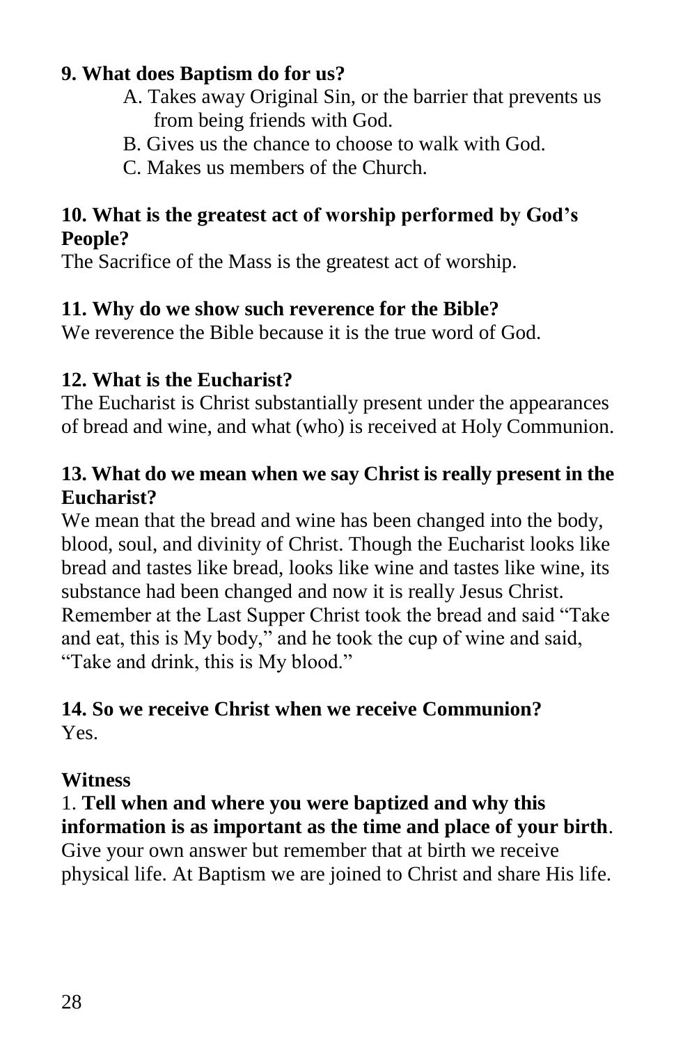**9. What does Baptism do for us?**

A. Takes away Original Sin, or the barrier that prevents us from being friends with God.
B. Gives us the chance to choose to walk with God.
C. Makes us members of the Church.

**10. What is the greatest act of worship performed by God's People?**

The Sacrifice of the Mass is the greatest act of worship.

**11. Why do we show such reverence for the Bible?**

We reverence the Bible because it is the true word of God.

**12. What is the Eucharist?**

The Eucharist is Christ substantially present under the appearances of bread and wine, and what (who) is received at Holy Communion.

**13. What do we mean when we say Christ is really present in the Eucharist?**

We mean that the bread and wine has been changed into the body, blood, soul, and divinity of Christ. Though the Eucharist looks like bread and tastes like bread, looks like wine and tastes like wine, its substance had been changed and now it is really Jesus Christ. Remember at the Last Supper Christ took the bread and said "Take and eat, this is My body," and he took the cup of wine and said, "Take and drink, this is My blood."

**14. So we receive Christ when we receive Communion?**

Yes.

**Witness**

1. **Tell when and where you were baptized and why this information is as important as the time and place of your birth**. Give your own answer but remember that at birth we receive physical life. At Baptism we are joined to Christ and share His life.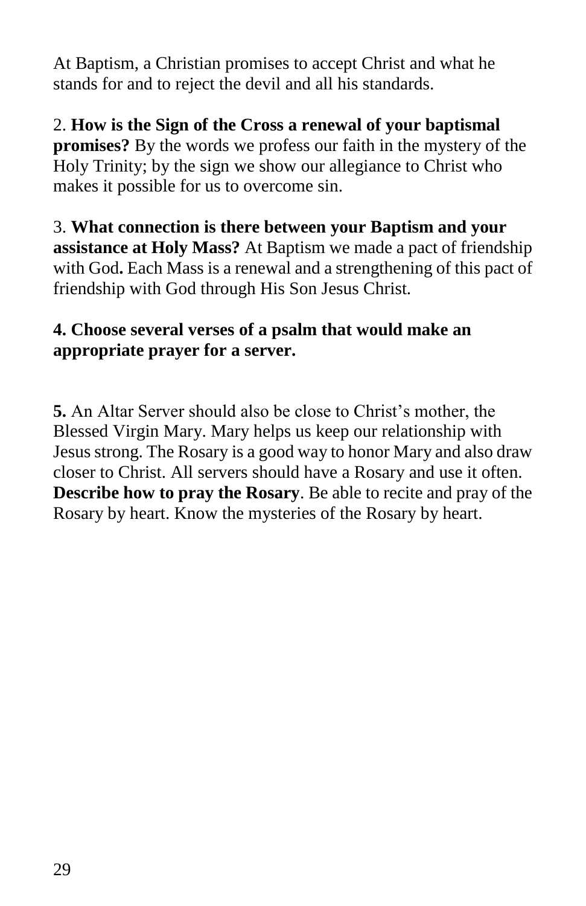At Baptism, a Christian promises to accept Christ and what he stands for and to reject the devil and all his standards.

2. **How is the Sign of the Cross a renewal of your baptismal promises?** By the words we profess our faith in the mystery of the Holy Trinity; by the sign we show our allegiance to Christ who makes it possible for us to overcome sin.

3. **What connection is there between your Baptism and your assistance at Holy Mass?** At Baptism we made a pact of friendship with God**.** Each Mass is a renewal and a strengthening of this pact of friendship with God through His Son Jesus Christ.

**4. Choose several verses of a psalm that would make an appropriate prayer for a server.**

**5.** An Altar Server should also be close to Christ's mother, the Blessed Virgin Mary. Mary helps us keep our relationship with Jesus strong. The Rosary is a good way to honor Mary and also draw closer to Christ. All servers should have a Rosary and use it often. **Describe how to pray the Rosary**. Be able to recite and pray of the Rosary by heart. Know the mysteries of the Rosary by heart.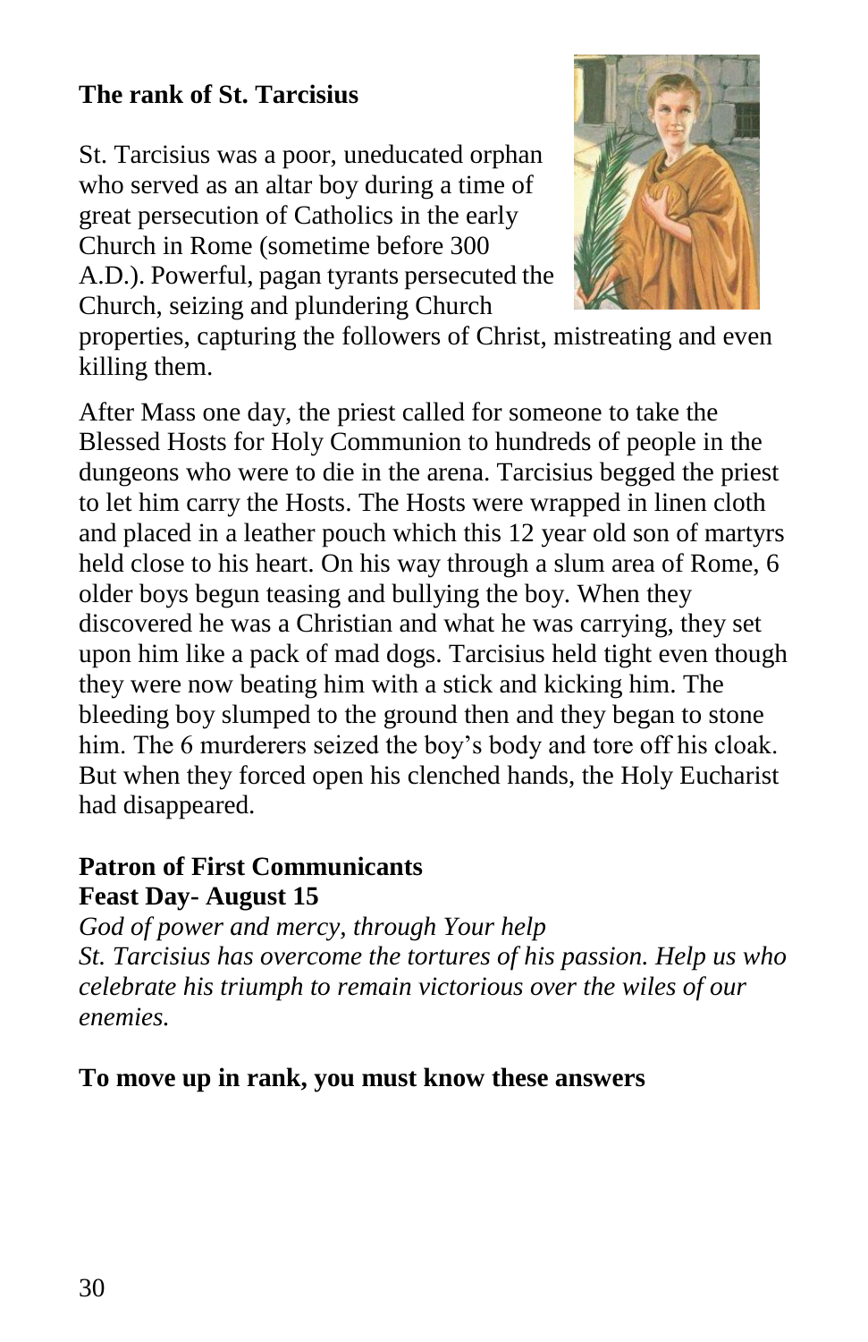## The rank of St. Tarcisius

St. Tarcisius was a poor, uneducated orphan who served as an altar boy during a time of great persecution of Catholics in the early Church in Rome (sometime before 300 A.D.). Powerful, pagan tyrants persecuted the Church, seizing and plundering Church properties, capturing the followers of Christ, mistreating and even killing them.

After Mass one day, the priest called for someone to take the Blessed Hosts for Holy Communion to hundreds of people in the dungeons who were to die in the arena. Tarcisius begged the priest to let him carry the Hosts. The Hosts were wrapped in linen cloth and placed in a leather pouch which this 12 year old son of martyrs held close to his heart. On his way through a slum area of Rome, 6 older boys begun teasing and bullying the boy. When they discovered he was a Christian and what he was carrying, they set upon him like a pack of mad dogs. Tarcisius held tight even though they were now beating him with a stick and kicking him. The bleeding boy slumped to the ground then and they began to stone him. The 6 murderers seized the boy's body and tore off his cloak. But when they forced open his clenched hands, the Holy Eucharist had disappeared.

**Patron of First Communicants**
**Feast Day- August 15**

*God of power and mercy, through Your help St. Tarcisius has overcome the tortures of his passion. Help us who celebrate his triumph to remain victorious over the wiles of our enemies.*

**To move up in rank, you must know these answers**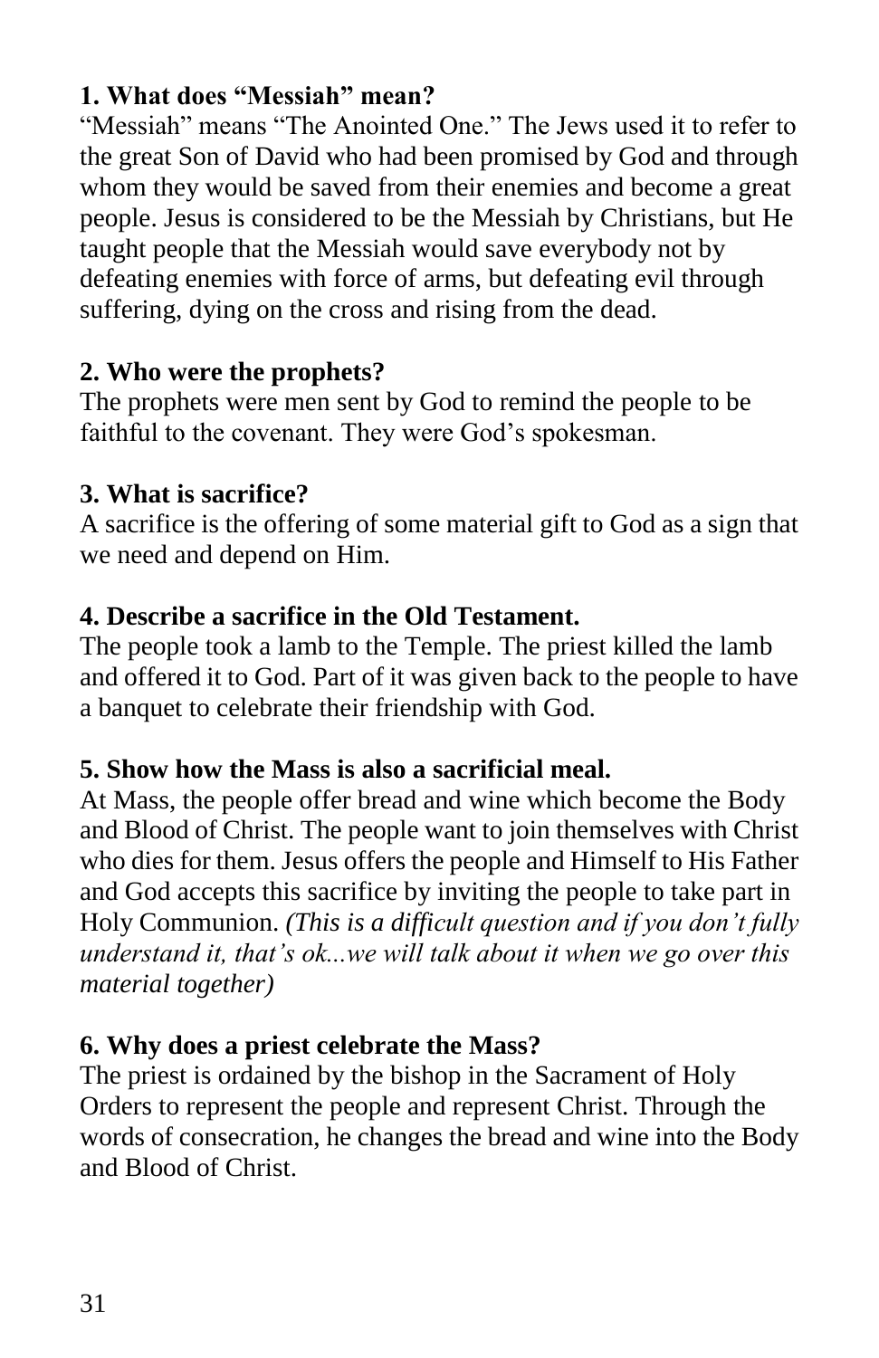**1. What does "Messiah" mean?**

"Messiah" means "The Anointed One." The Jews used it to refer to the great Son of David who had been promised by God and through whom they would be saved from their enemies and become a great people. Jesus is considered to be the Messiah by Christians, but He taught people that the Messiah would save everybody not by defeating enemies with force of arms, but defeating evil through suffering, dying on the cross and rising from the dead.

**2. Who were the prophets?**

The prophets were men sent by God to remind the people to be faithful to the covenant. They were God's spokesman.

**3. What is sacrifice?**

A sacrifice is the offering of some material gift to God as a sign that we need and depend on Him.

**4. Describe a sacrifice in the Old Testament.**

The people took a lamb to the Temple. The priest killed the lamb and offered it to God. Part of it was given back to the people to have a banquet to celebrate their friendship with God.

**5. Show how the Mass is also a sacrificial meal.**

At Mass, the people offer bread and wine which become the Body and Blood of Christ. The people want to join themselves with Christ who dies for them. Jesus offers the people and Himself to His Father and God accepts this sacrifice by inviting the people to take part in Holy Communion. *(This is a difficult question and if you don't fully understand it, that's ok...we will talk about it when we go over this material together)*

**6. Why does a priest celebrate the Mass?**

The priest is ordained by the bishop in the Sacrament of Holy Orders to represent the people and represent Christ. Through the words of consecration, he changes the bread and wine into the Body and Blood of Christ.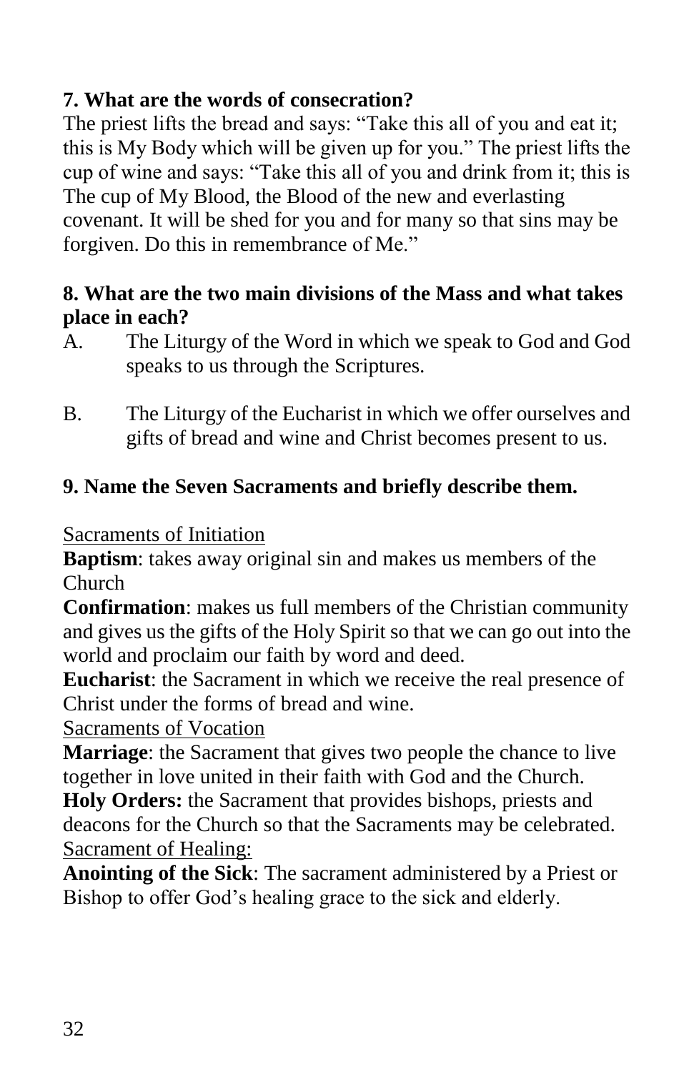**7. What are the words of consecration?**

The priest lifts the bread and says: "Take this all of you and eat it; this is My Body which will be given up for you." The priest lifts the cup of wine and says: "Take this all of you and drink from it; this is The cup of My Blood, the Blood of the new and everlasting covenant. It will be shed for you and for many so that sins may be forgiven. Do this in remembrance of Me."

**8. What are the two main divisions of the Mass and what takes place in each?**

A. The Liturgy of the Word in which we speak to God and God speaks to us through the Scriptures.

B. The Liturgy of the Eucharist in which we offer ourselves and gifts of bread and wine and Christ becomes present to us.

**9. Name the Seven Sacraments and briefly describe them.**

<u>Sacraments of Initiation</u>

**Baptism**: takes away original sin and makes us members of the Church

**Confirmation**: makes us full members of the Christian community and gives us the gifts of the Holy Spirit so that we can go out into the world and proclaim our faith by word and deed.

**Eucharist**: the Sacrament in which we receive the real presence of Christ under the forms of bread and wine.

<u>Sacraments of Vocation</u>

**Marriage**: the Sacrament that gives two people the chance to live together in love united in their faith with God and the Church.

**Holy Orders:** the Sacrament that provides bishops, priests and deacons for the Church so that the Sacraments may be celebrated.

<u>Sacrament of Healing:</u>

**Anointing of the Sick**: The sacrament administered by a Priest or Bishop to offer God's healing grace to the sick and elderly.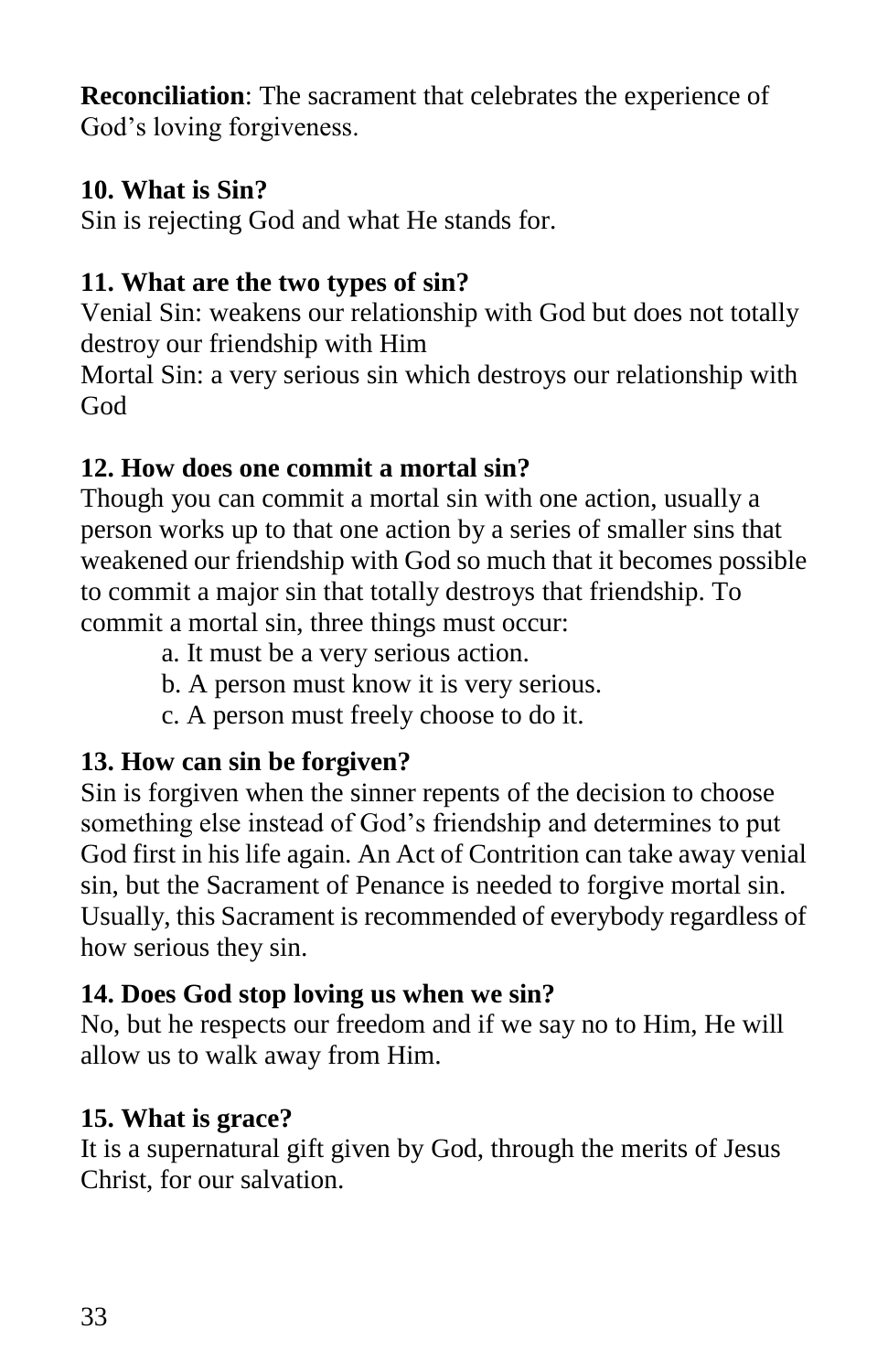**Reconciliation**: The sacrament that celebrates the experience of God's loving forgiveness.

**10. What is Sin?**

Sin is rejecting God and what He stands for.

**11. What are the two types of sin?**

Venial Sin: weakens our relationship with God but does not totally destroy our friendship with Him

Mortal Sin: a very serious sin which destroys our relationship with God

**12. How does one commit a mortal sin?**

Though you can commit a mortal sin with one action, usually a person works up to that one action by a series of smaller sins that weakened our friendship with God so much that it becomes possible to commit a major sin that totally destroys that friendship. To commit a mortal sin, three things must occur:

a. It must be a very serious action.
b. A person must know it is very serious.
c. A person must freely choose to do it.

**13. How can sin be forgiven?**

Sin is forgiven when the sinner repents of the decision to choose something else instead of God's friendship and determines to put God first in his life again. An Act of Contrition can take away venial sin, but the Sacrament of Penance is needed to forgive mortal sin. Usually, this Sacrament is recommended of everybody regardless of how serious they sin.

**14. Does God stop loving us when we sin?**

No, but he respects our freedom and if we say no to Him, He will allow us to walk away from Him.

**15. What is grace?**

It is a supernatural gift given by God, through the merits of Jesus Christ, for our salvation.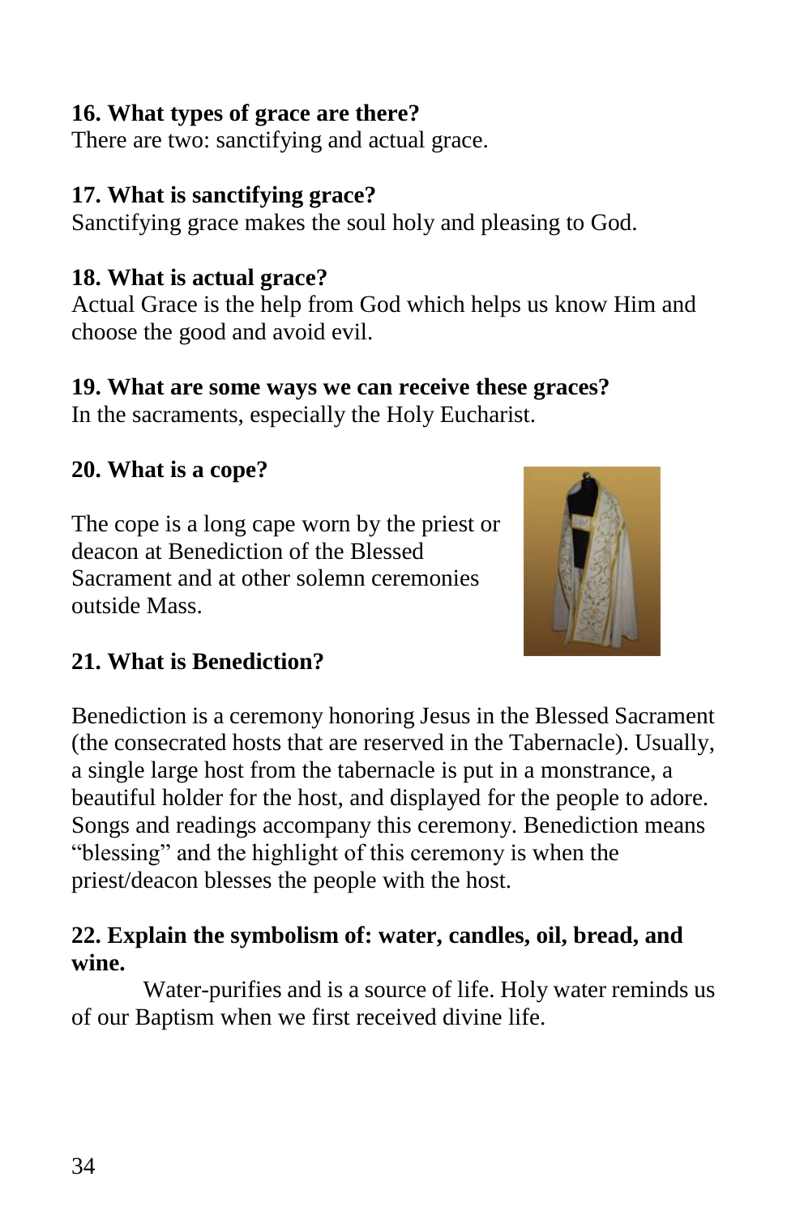**16. What types of grace are there?**
There are two: sanctifying and actual grace.

**17. What is sanctifying grace?**
Sanctifying grace makes the soul holy and pleasing to God.

**18. What is actual grace?**
Actual Grace is the help from God which helps us know Him and choose the good and avoid evil.

**19. What are some ways we can receive these graces?**
In the sacraments, especially the Holy Eucharist.

**20. What is a cope?**

The cope is a long cape worn by the priest or deacon at Benediction of the Blessed Sacrament and at other solemn ceremonies outside Mass.

**21. What is Benediction?**

Benediction is a ceremony honoring Jesus in the Blessed Sacrament (the consecrated hosts that are reserved in the Tabernacle). Usually, a single large host from the tabernacle is put in a monstrance, a beautiful holder for the host, and displayed for the people to adore. Songs and readings accompany this ceremony. Benediction means "blessing" and the highlight of this ceremony is when the priest/deacon blesses the people with the host.

**22. Explain the symbolism of: water, candles, oil, bread, and wine.**

Water-purifies and is a source of life. Holy water reminds us of our Baptism when we first received divine life.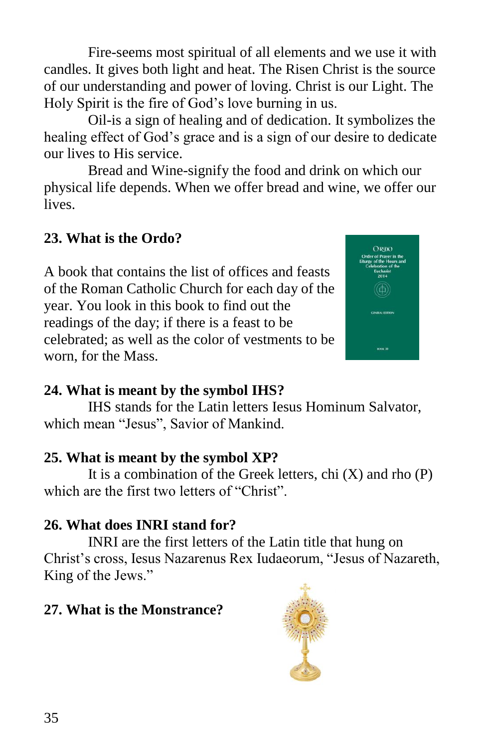Fire-seems most spiritual of all elements and we use it with candles. It gives both light and heat. The Risen Christ is the source of our understanding and power of loving. Christ is our Light. The Holy Spirit is the fire of God's love burning in us.

Oil-is a sign of healing and of dedication. It symbolizes the healing effect of God's grace and is a sign of our desire to dedicate our lives to His service.

Bread and Wine-signify the food and drink on which our physical life depends. When we offer bread and wine, we offer our lives.

**23. What is the Ordo?**

A book that contains the list of offices and feasts of the Roman Catholic Church for each day of the year. You look in this book to find out the readings of the day; if there is a feast to be celebrated; as well as the color of vestments to be worn, for the Mass.

**24. What is meant by the symbol IHS?**

IHS stands for the Latin letters Iesus Hominum Salvator, which mean "Jesus", Savior of Mankind.

**25. What is meant by the symbol XP?**

It is a combination of the Greek letters, chi (X) and rho (P) which are the first two letters of "Christ".

**26. What does INRI stand for?**

INRI are the first letters of the Latin title that hung on Christ's cross, Iesus Nazarenus Rex Iudaeorum, "Jesus of Nazareth, King of the Jews."

**27. What is the Monstrance?**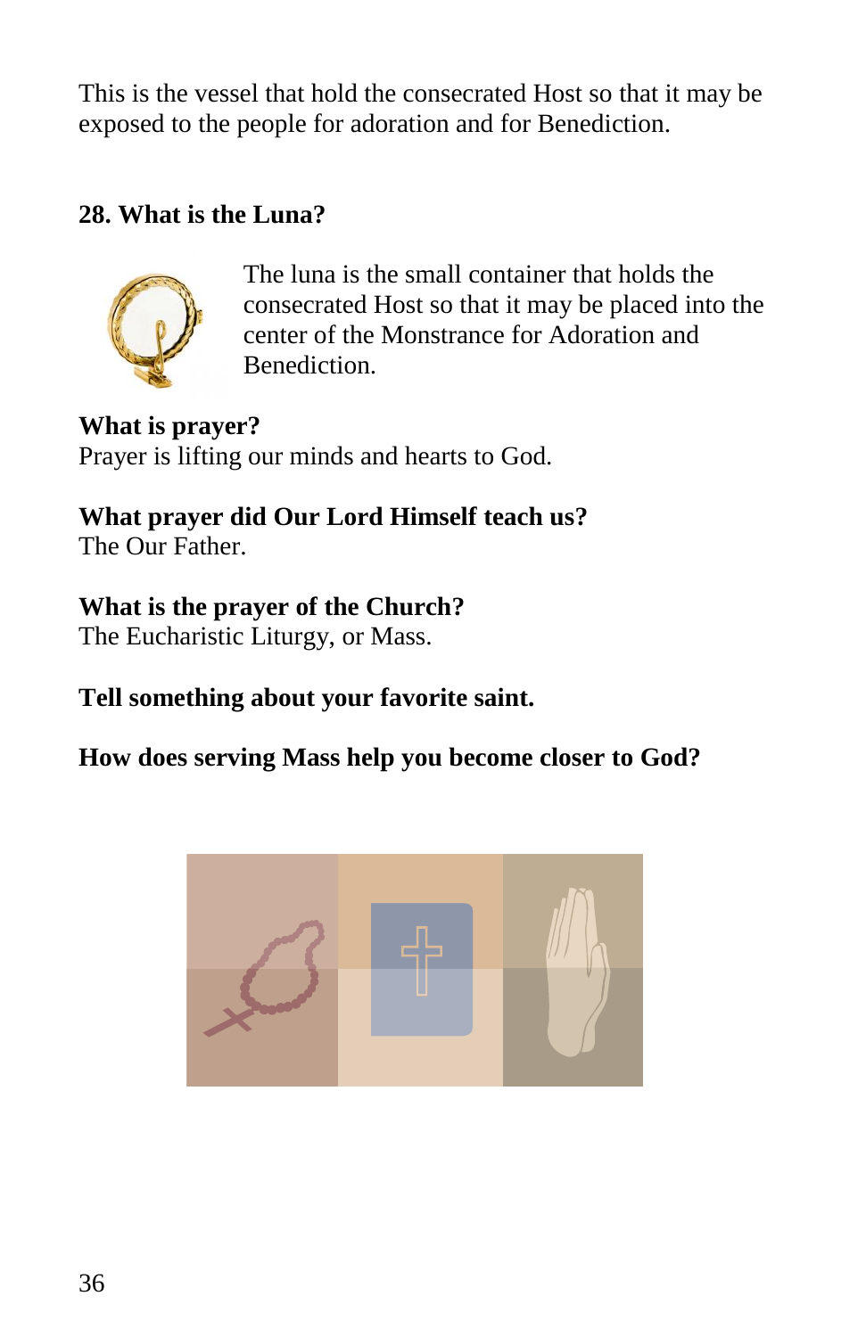This is the vessel that hold the consecrated Host so that it may be exposed to the people for adoration and for Benediction.

### 28. What is the Luna?

The luna is the small container that holds the consecrated Host so that it may be placed into the center of the Monstrance for Adoration and Benediction.

**What is prayer?**
Prayer is lifting our minds and hearts to God.

**What prayer did Our Lord Himself teach us?**
The Our Father.

**What is the prayer of the Church?**
The Eucharistic Liturgy, or Mass.

**Tell something about your favorite saint.**

**How does serving Mass help you become closer to God?**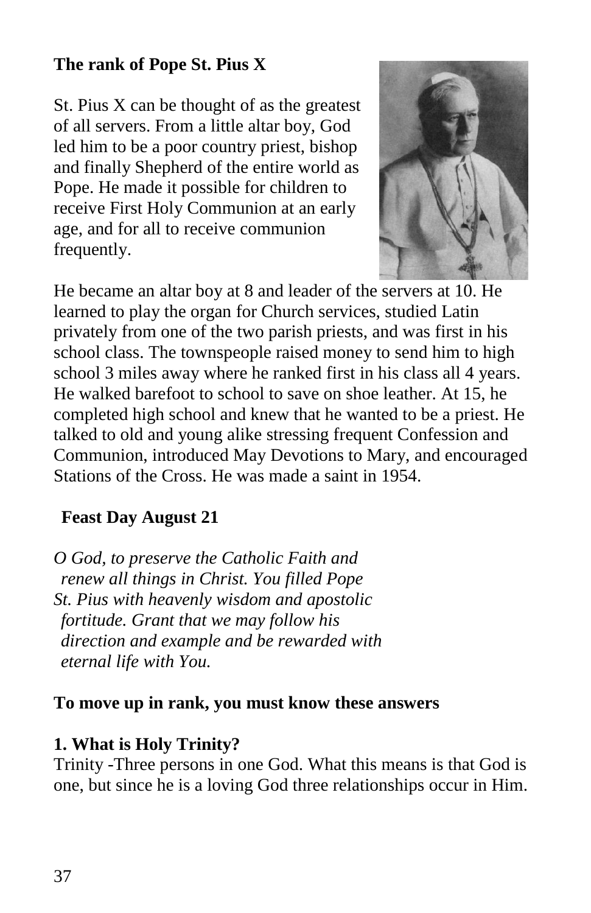## The rank of Pope St. Pius X

St. Pius X can be thought of as the greatest of all servers. From a little altar boy, God led him to be a poor country priest, bishop and finally Shepherd of the entire world as Pope. He made it possible for children to receive First Holy Communion at an early age, and for all to receive communion frequently.

He became an altar boy at 8 and leader of the servers at 10. He learned to play the organ for Church services, studied Latin privately from one of the two parish priests, and was first in his school class. The townspeople raised money to send him to high school 3 miles away where he ranked first in his class all 4 years. He walked barefoot to school to save on shoe leather. At 15, he completed high school and knew that he wanted to be a priest. He talked to old and young alike stressing frequent Confession and Communion, introduced May Devotions to Mary, and encouraged Stations of the Cross. He was made a saint in 1954.

**Feast Day August 21**

*O God, to preserve the Catholic Faith and renew all things in Christ. You filled Pope St. Pius with heavenly wisdom and apostolic fortitude. Grant that we may follow his direction and example and be rewarded with eternal life with You.*

**To move up in rank, you must know these answers**

**1. What is Holy Trinity?**
Trinity -Three persons in one God. What this means is that God is one, but since he is a loving God three relationships occur in Him.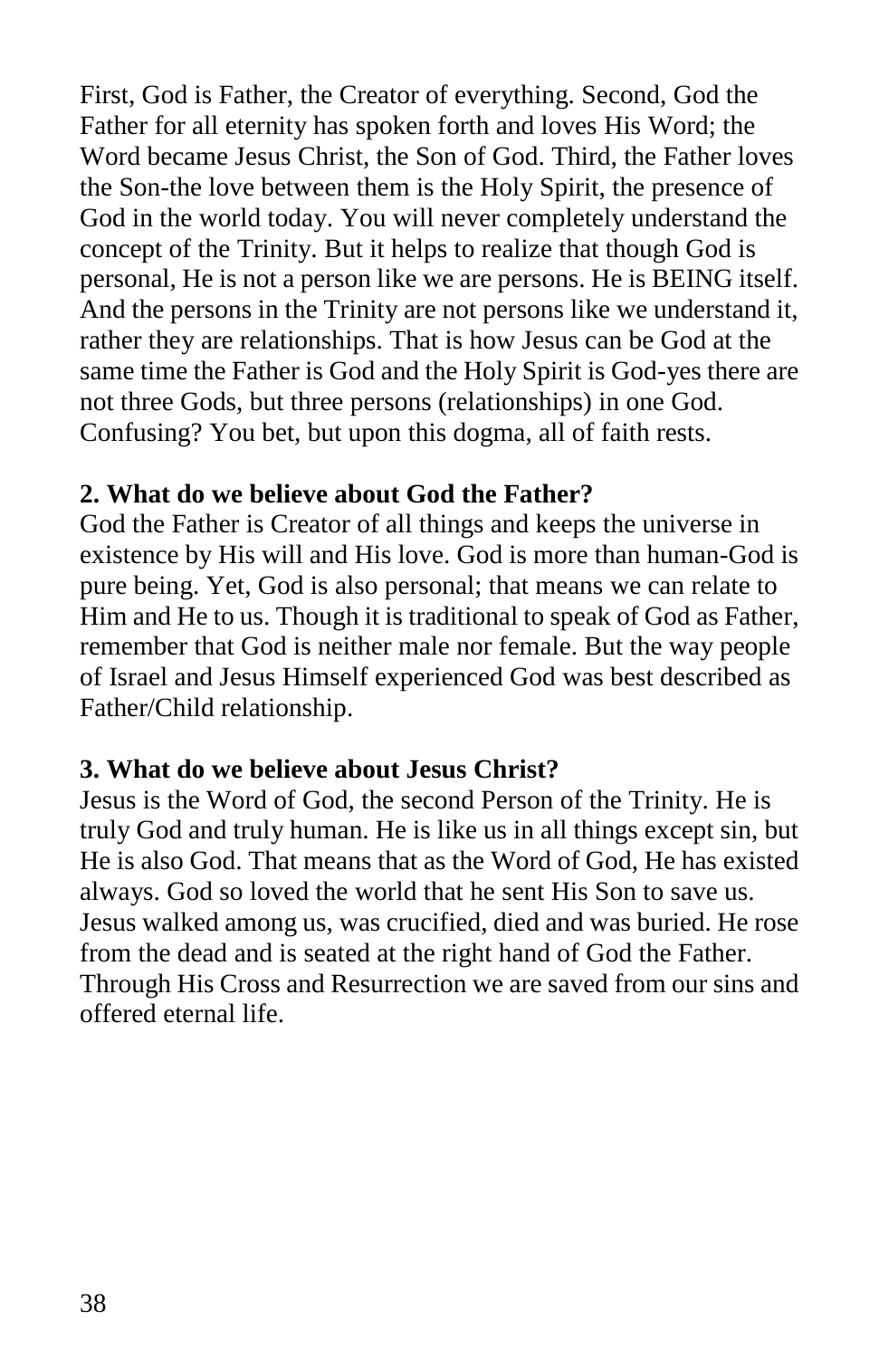First, God is Father, the Creator of everything. Second, God the Father for all eternity has spoken forth and loves His Word; the Word became Jesus Christ, the Son of God. Third, the Father loves the Son-the love between them is the Holy Spirit, the presence of God in the world today. You will never completely understand the concept of the Trinity. But it helps to realize that though God is personal, He is not a person like we are persons. He is BEING itself. And the persons in the Trinity are not persons like we understand it, rather they are relationships. That is how Jesus can be God at the same time the Father is God and the Holy Spirit is God-yes there are not three Gods, but three persons (relationships) in one God. Confusing? You bet, but upon this dogma, all of faith rests.

**2. What do we believe about God the Father?**
God the Father is Creator of all things and keeps the universe in existence by His will and His love. God is more than human-God is pure being. Yet, God is also personal; that means we can relate to Him and He to us. Though it is traditional to speak of God as Father, remember that God is neither male nor female. But the way people of Israel and Jesus Himself experienced God was best described as Father/Child relationship.

**3. What do we believe about Jesus Christ?**
Jesus is the Word of God, the second Person of the Trinity. He is truly God and truly human. He is like us in all things except sin, but He is also God. That means that as the Word of God, He has existed always. God so loved the world that he sent His Son to save us. Jesus walked among us, was crucified, died and was buried. He rose from the dead and is seated at the right hand of God the Father. Through His Cross and Resurrection we are saved from our sins and offered eternal life.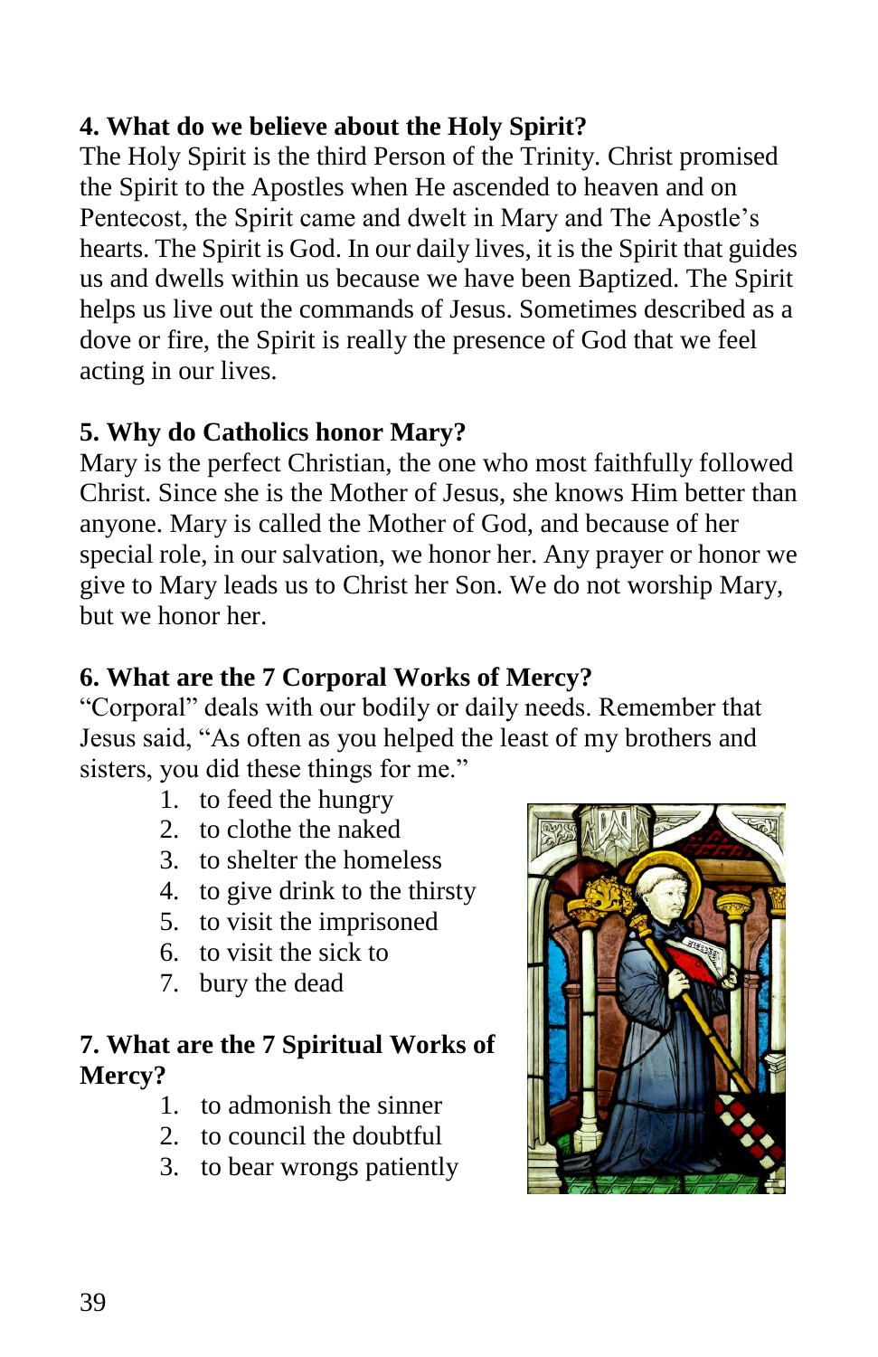**4. What do we believe about the Holy Spirit?**

The Holy Spirit is the third Person of the Trinity. Christ promised the Spirit to the Apostles when He ascended to heaven and on Pentecost, the Spirit came and dwelt in Mary and The Apostle's hearts. The Spirit is God. In our daily lives, it is the Spirit that guides us and dwells within us because we have been Baptized. The Spirit helps us live out the commands of Jesus. Sometimes described as a dove or fire, the Spirit is really the presence of God that we feel acting in our lives.

**5. Why do Catholics honor Mary?**

Mary is the perfect Christian, the one who most faithfully followed Christ. Since she is the Mother of Jesus, she knows Him better than anyone. Mary is called the Mother of God, and because of her special role, in our salvation, we honor her. Any prayer or honor we give to Mary leads us to Christ her Son. We do not worship Mary, but we honor her.

**6. What are the 7 Corporal Works of Mercy?**

"Corporal" deals with our bodily or daily needs. Remember that Jesus said, "As often as you helped the least of my brothers and sisters, you did these things for me."

1. to feed the hungry
2. to clothe the naked
3. to shelter the homeless
4. to give drink to the thirsty
5. to visit the imprisoned
6. to visit the sick to
7. bury the dead

**7. What are the 7 Spiritual Works of Mercy?**

1. to admonish the sinner
2. to council the doubtful
3. to bear wrongs patiently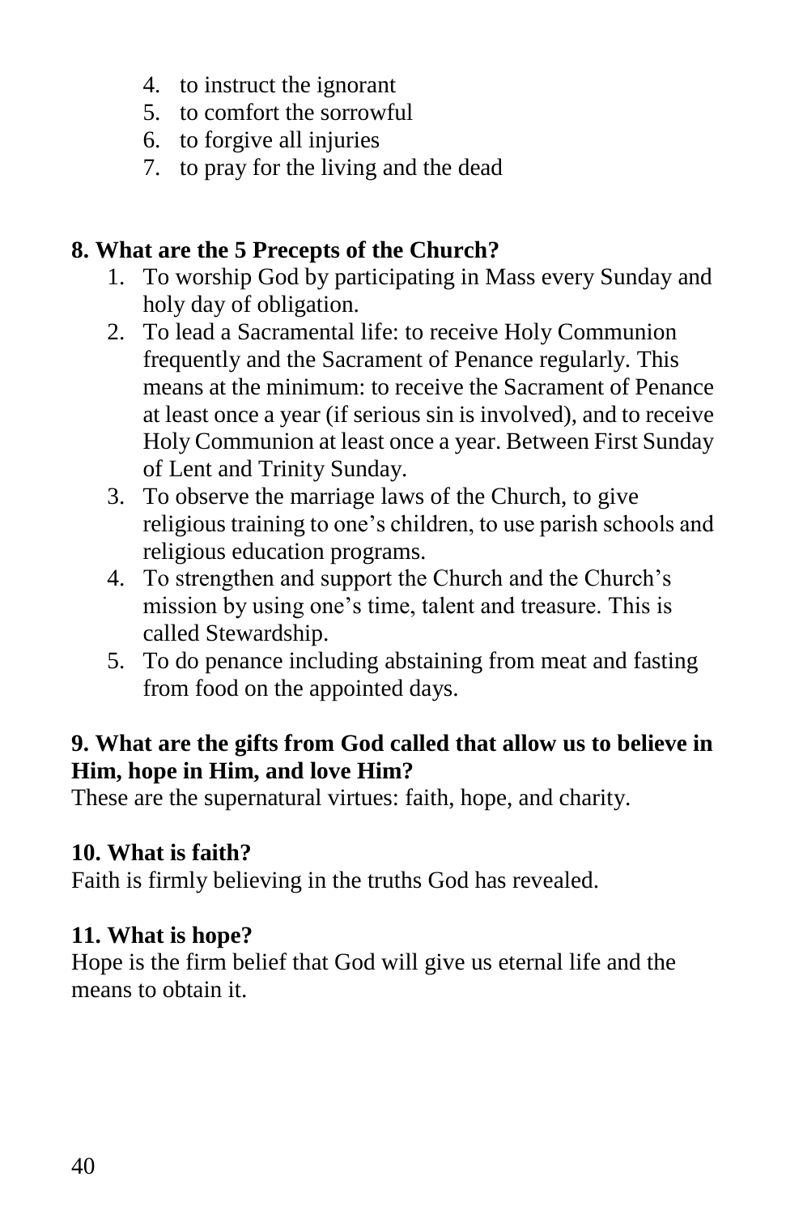4. to instruct the ignorant
5. to comfort the sorrowful
6. to forgive all injuries
7. to pray for the living and the dead

**8. What are the 5 Precepts of the Church?**

1. To worship God by participating in Mass every Sunday and holy day of obligation.
2. To lead a Sacramental life: to receive Holy Communion frequently and the Sacrament of Penance regularly. This means at the minimum: to receive the Sacrament of Penance at least once a year (if serious sin is involved), and to receive Holy Communion at least once a year. Between First Sunday of Lent and Trinity Sunday.
3. To observe the marriage laws of the Church, to give religious training to one's children, to use parish schools and religious education programs.
4. To strengthen and support the Church and the Church's mission by using one's time, talent and treasure. This is called Stewardship.
5. To do penance including abstaining from meat and fasting from food on the appointed days.

**9. What are the gifts from God called that allow us to believe in Him, hope in Him, and love Him?**

These are the supernatural virtues: faith, hope, and charity.

**10. What is faith?**

Faith is firmly believing in the truths God has revealed.

**11. What is hope?**

Hope is the firm belief that God will give us eternal life and the means to obtain it.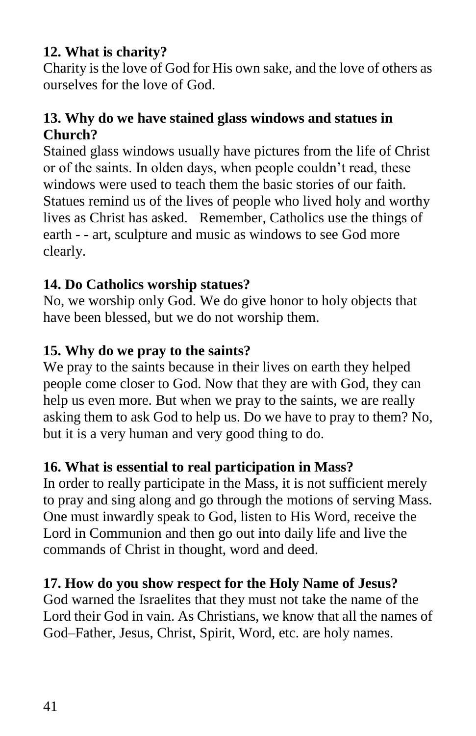**12. What is charity?**

Charity is the love of God for His own sake, and the love of others as ourselves for the love of God.

**13. Why do we have stained glass windows and statues in Church?**

Stained glass windows usually have pictures from the life of Christ or of the saints. In olden days, when people couldn't read, these windows were used to teach them the basic stories of our faith. Statues remind us of the lives of people who lived holy and worthy lives as Christ has asked. Remember, Catholics use the things of earth - - art, sculpture and music as windows to see God more clearly.

**14. Do Catholics worship statues?**

No, we worship only God. We do give honor to holy objects that have been blessed, but we do not worship them.

**15. Why do we pray to the saints?**

We pray to the saints because in their lives on earth they helped people come closer to God. Now that they are with God, they can help us even more. But when we pray to the saints, we are really asking them to ask God to help us. Do we have to pray to them? No, but it is a very human and very good thing to do.

**16. What is essential to real participation in Mass?**

In order to really participate in the Mass, it is not sufficient merely to pray and sing along and go through the motions of serving Mass. One must inwardly speak to God, listen to His Word, receive the Lord in Communion and then go out into daily life and live the commands of Christ in thought, word and deed.

**17. How do you show respect for the Holy Name of Jesus?**

God warned the Israelites that they must not take the name of the Lord their God in vain. As Christians, we know that all the names of God–Father, Jesus, Christ, Spirit, Word, etc. are holy names.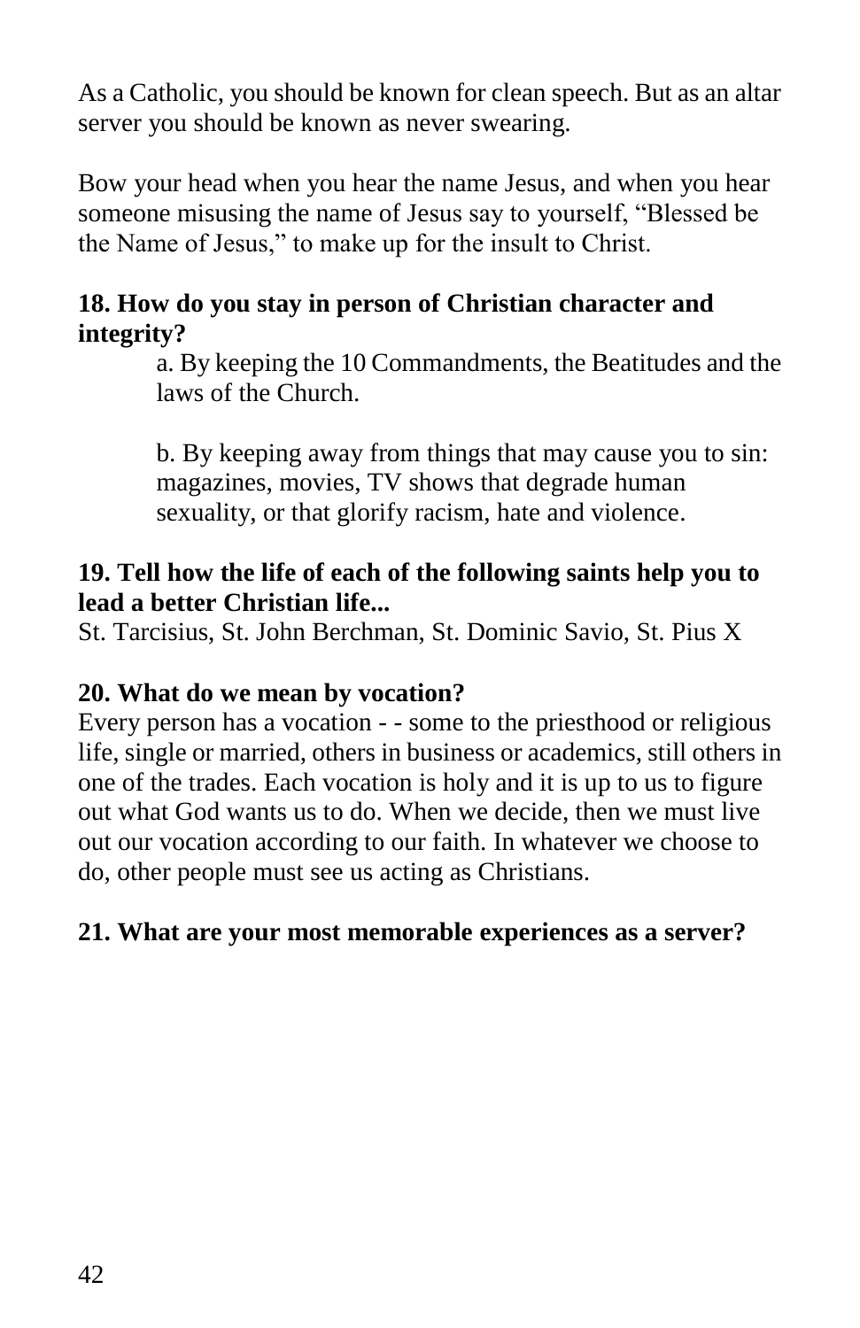As a Catholic, you should be known for clean speech. But as an altar server you should be known as never swearing.

Bow your head when you hear the name Jesus, and when you hear someone misusing the name of Jesus say to yourself, “Blessed be the Name of Jesus,” to make up for the insult to Christ.

**18. How do you stay in person of Christian character and integrity?**

a. By keeping the 10 Commandments, the Beatitudes and the laws of the Church.

b. By keeping away from things that may cause you to sin: magazines, movies, TV shows that degrade human sexuality, or that glorify racism, hate and violence.

**19. Tell how the life of each of the following saints help you to lead a better Christian life...**

St. Tarcisius, St. John Berchman, St. Dominic Savio, St. Pius X

**20. What do we mean by vocation?**

Every person has a vocation - - some to the priesthood or religious life, single or married, others in business or academics, still others in one of the trades. Each vocation is holy and it is up to us to figure out what God wants us to do. When we decide, then we must live out our vocation according to our faith. In whatever we choose to do, other people must see us acting as Christians.

**21. What are your most memorable experiences as a server?**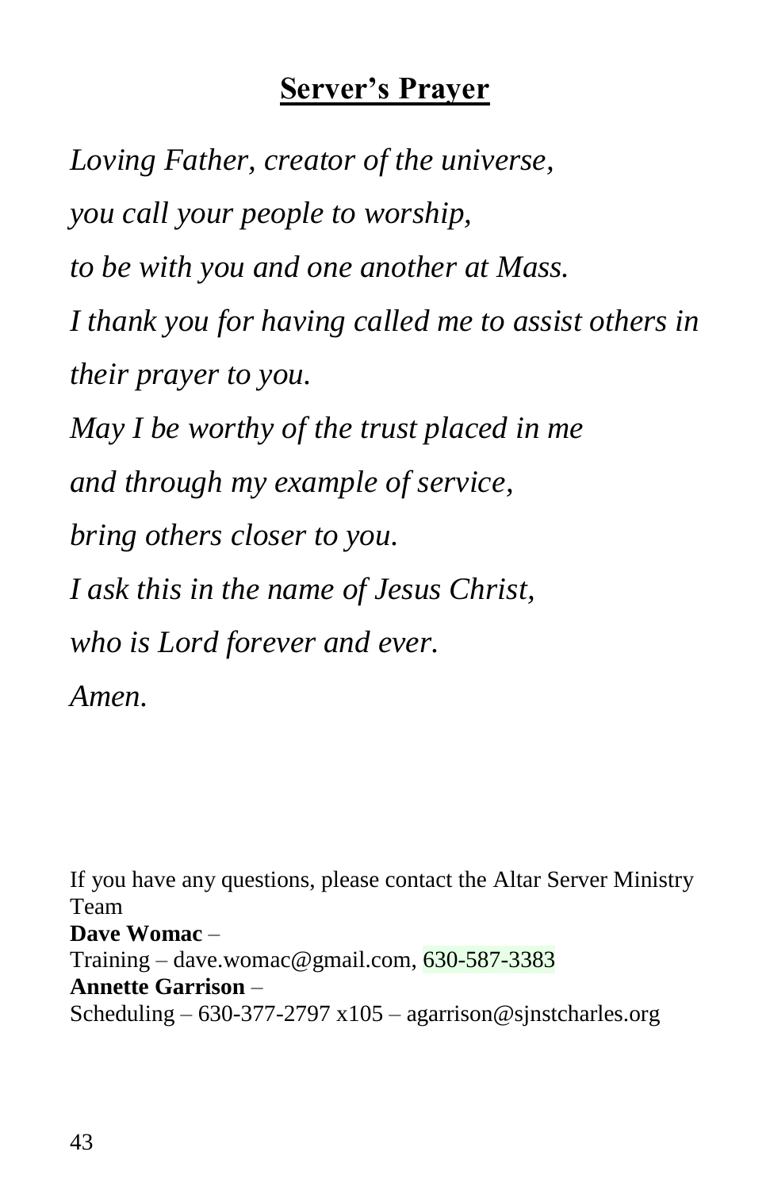## Server's Prayer

*Loving Father, creator of the universe,*

*you call your people to worship,*

*to be with you and one another at Mass.*

*I thank you for having called me to assist others in their prayer to you.*

*May I be worthy of the trust placed in me*

*and through my example of service,*

*bring others closer to you.*

*I ask this in the name of Jesus Christ,*

*who is Lord forever and ever.*

*Amen.*

If you have any questions, please contact the Altar Server Ministry Team

**Dave Womac** –
Training – dave.womac@gmail.com, 630-587-3383

**Annette Garrison** –
Scheduling – 630-377-2797 x105 – agarrison@sjnstcharles.org